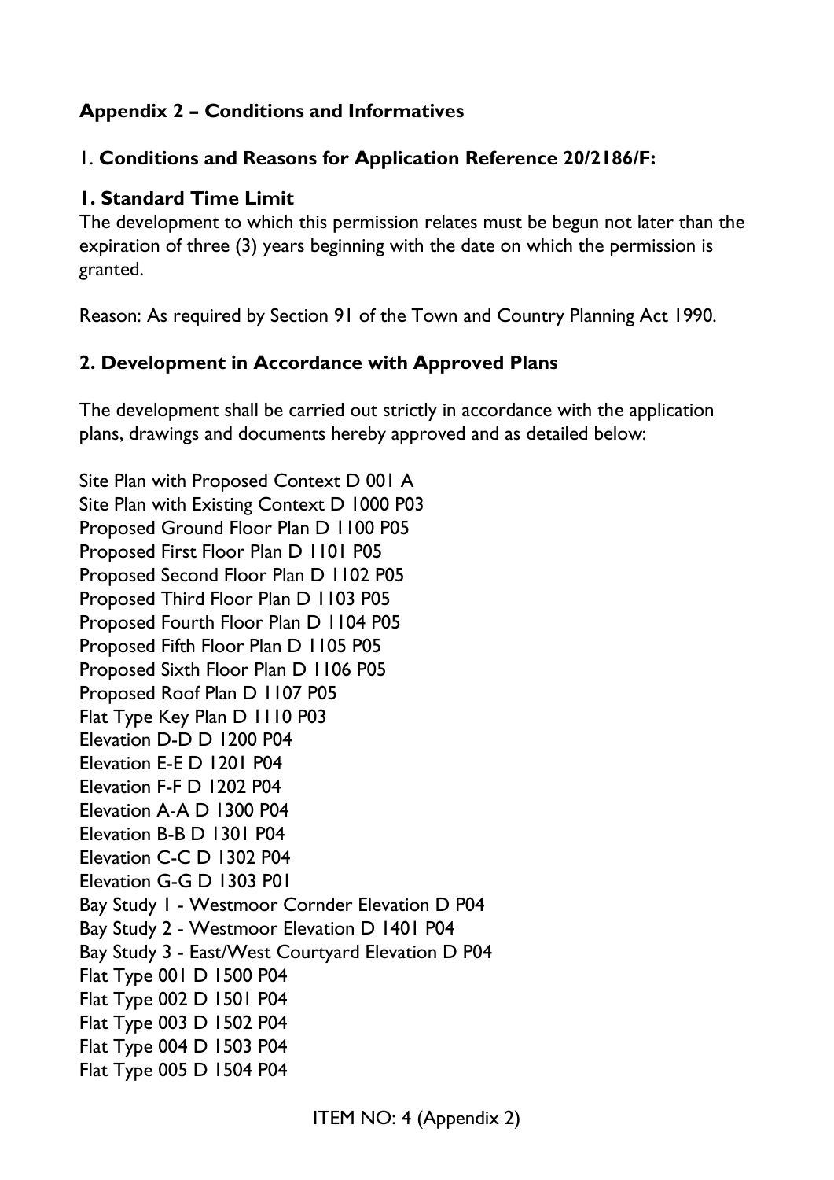## Appendix 2 – Conditions and Informatives

1. **Conditions and Reasons for Application Reference 20/2186/F:**

### 1. Standard Time Limit

The development to which this permission relates must be begun not later than the expiration of three (3) years beginning with the date on which the permission is granted.

Reason: As required by Section 91 of the Town and Country Planning Act 1990.

### 2. Development in Accordance with Approved Plans

The development shall be carried out strictly in accordance with the application plans, drawings and documents hereby approved and as detailed below:

Site Plan with Proposed Context D 001 A
Site Plan with Existing Context D 1000 P03
Proposed Ground Floor Plan D 1100 P05
Proposed First Floor Plan D 1101 P05
Proposed Second Floor Plan D 1102 P05
Proposed Third Floor Plan D 1103 P05
Proposed Fourth Floor Plan D 1104 P05
Proposed Fifth Floor Plan D 1105 P05
Proposed Sixth Floor Plan D 1106 P05
Proposed Roof Plan D 1107 P05
Flat Type Key Plan D 1110 P03
Elevation D-D D 1200 P04
Elevation E-E D 1201 P04
Elevation F-F D 1202 P04
Elevation A-A D 1300 P04
Elevation B-B D 1301 P04
Elevation C-C D 1302 P04
Elevation G-G D 1303 P01
Bay Study 1 - Westmoor Cornder Elevation D P04
Bay Study 2 - Westmoor Elevation D 1401 P04
Bay Study 3 - East/West Courtyard Elevation D P04
Flat Type 001 D 1500 P04
Flat Type 002 D 1501 P04
Flat Type 003 D 1502 P04
Flat Type 004 D 1503 P04
Flat Type 005 D 1504 P04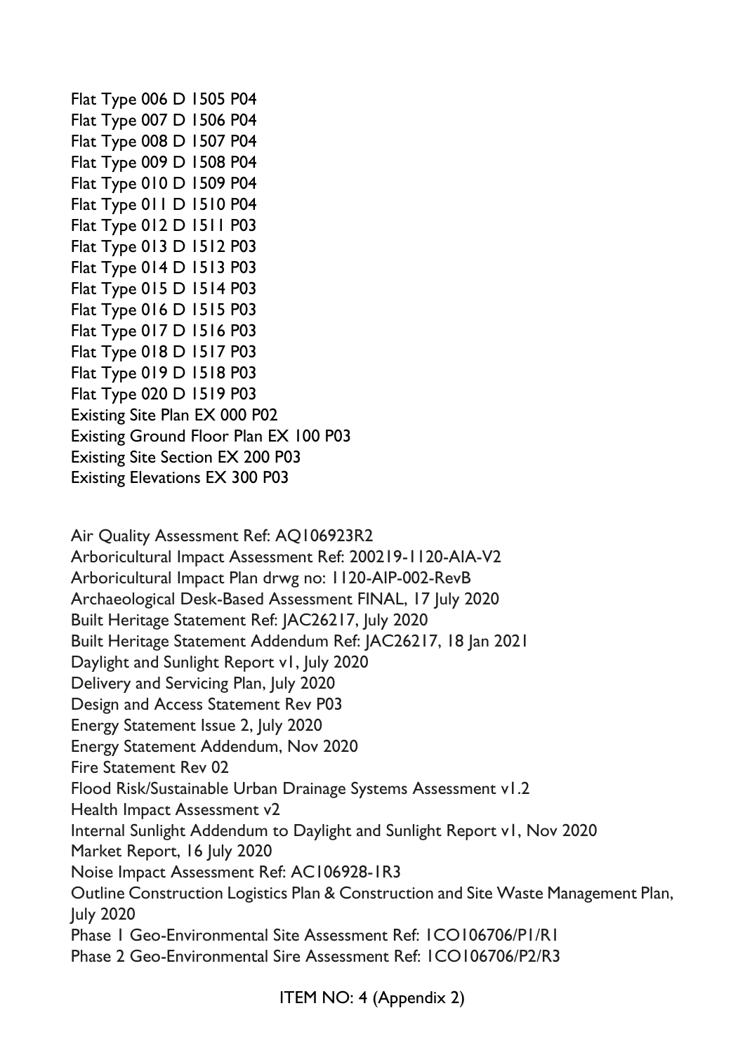Flat Type 006 D 1505 P04
Flat Type 007 D 1506 P04
Flat Type 008 D 1507 P04
Flat Type 009 D 1508 P04
Flat Type 010 D 1509 P04
Flat Type 011 D 1510 P04
Flat Type 012 D 1511 P03
Flat Type 013 D 1512 P03
Flat Type 014 D 1513 P03
Flat Type 015 D 1514 P03
Flat Type 016 D 1515 P03
Flat Type 017 D 1516 P03
Flat Type 018 D 1517 P03
Flat Type 019 D 1518 P03
Flat Type 020 D 1519 P03
Existing Site Plan EX 000 P02
Existing Ground Floor Plan EX 100 P03
Existing Site Section EX 200 P03
Existing Elevations EX 300 P03

Air Quality Assessment Ref: AQ106923R2
Arboricultural Impact Assessment Ref: 200219-1120-AIA-V2
Arboricultural Impact Plan drwg no: 1120-AIP-002-RevB
Archaeological Desk-Based Assessment FINAL, 17 July 2020
Built Heritage Statement Ref: JAC26217, July 2020
Built Heritage Statement Addendum Ref: JAC26217, 18 Jan 2021
Daylight and Sunlight Report v1, July 2020
Delivery and Servicing Plan, July 2020
Design and Access Statement Rev P03
Energy Statement Issue 2, July 2020
Energy Statement Addendum, Nov 2020
Fire Statement Rev 02
Flood Risk/Sustainable Urban Drainage Systems Assessment v1.2
Health Impact Assessment v2
Internal Sunlight Addendum to Daylight and Sunlight Report v1, Nov 2020
Market Report, 16 July 2020
Noise Impact Assessment Ref: AC106928-1R3
Outline Construction Logistics Plan & Construction and Site Waste Management Plan, July 2020
Phase 1 Geo-Environmental Site Assessment Ref: 1CO106706/P1/R1
Phase 2 Geo-Environmental Sire Assessment Ref: 1CO106706/P2/R3

ITEM NO: 4 (Appendix 2)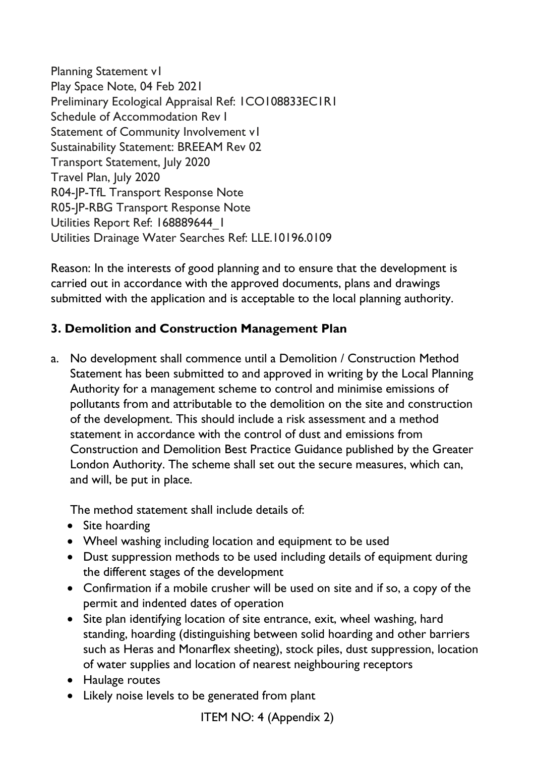Planning Statement v1
Play Space Note, 04 Feb 2021
Preliminary Ecological Appraisal Ref: 1CO108833EC1R1
Schedule of Accommodation Rev 1
Statement of Community Involvement v1
Sustainability Statement: BREEAM Rev 02
Transport Statement, July 2020
Travel Plan, July 2020
R04-JP-TfL Transport Response Note
R05-JP-RBG Transport Response Note
Utilities Report Ref: 168889644_1
Utilities Drainage Water Searches Ref: LLE.10196.0109

Reason: In the interests of good planning and to ensure that the development is carried out in accordance with the approved documents, plans and drawings submitted with the application and is acceptable to the local planning authority.

**3. Demolition and Construction Management Plan**

a. No development shall commence until a Demolition / Construction Method Statement has been submitted to and approved in writing by the Local Planning Authority for a management scheme to control and minimise emissions of pollutants from and attributable to the demolition on the site and construction of the development. This should include a risk assessment and a method statement in accordance with the control of dust and emissions from Construction and Demolition Best Practice Guidance published by the Greater London Authority. The scheme shall set out the secure measures, which can, and will, be put in place.

   The method statement shall include details of:

   - Site hoarding
   - Wheel washing including location and equipment to be used
   - Dust suppression methods to be used including details of equipment during the different stages of the development
   - Confirmation if a mobile crusher will be used on site and if so, a copy of the permit and indented dates of operation
   - Site plan identifying location of site entrance, exit, wheel washing, hard standing, hoarding (distinguishing between solid hoarding and other barriers such as Heras and Monarflex sheeting), stock piles, dust suppression, location of water supplies and location of nearest neighbouring receptors
   - Haulage routes
   - Likely noise levels to be generated from plant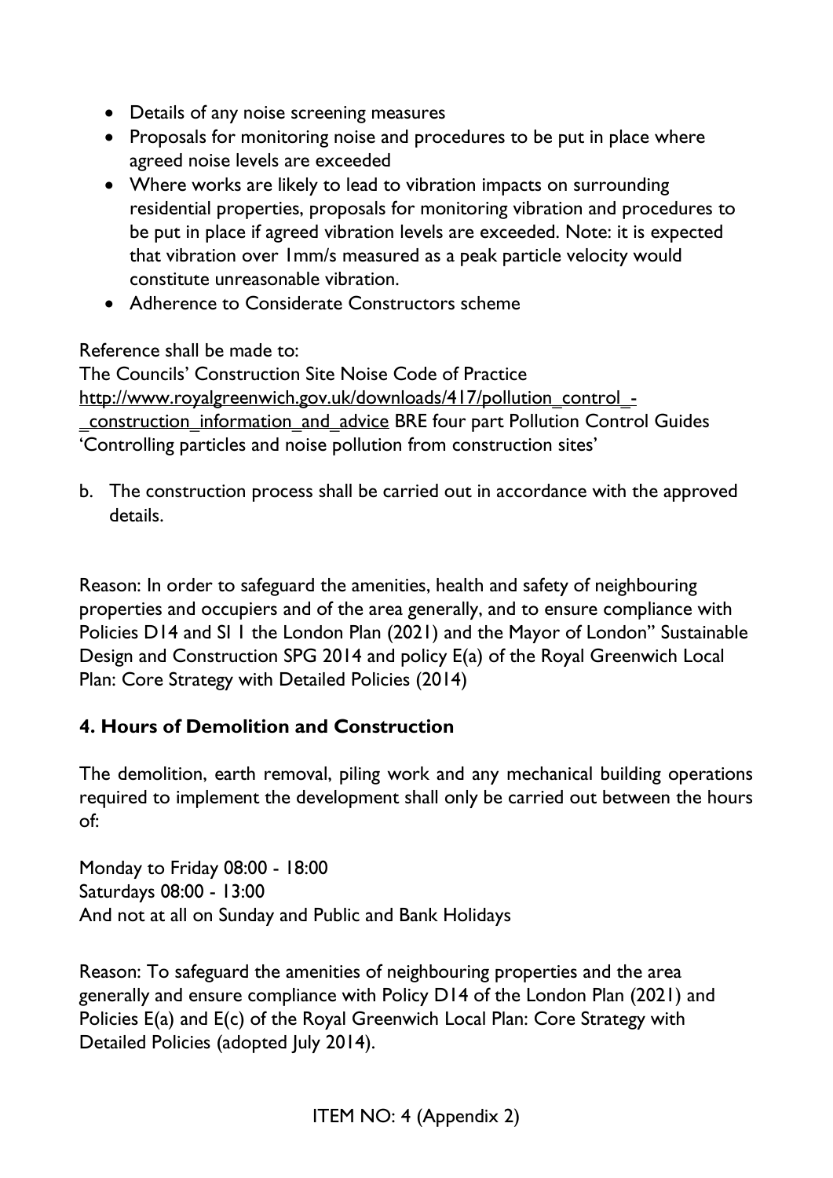- Details of any noise screening measures
- Proposals for monitoring noise and procedures to be put in place where agreed noise levels are exceeded
- Where works are likely to lead to vibration impacts on surrounding residential properties, proposals for monitoring vibration and procedures to be put in place if agreed vibration levels are exceeded. Note: it is expected that vibration over 1mm/s measured as a peak particle velocity would constitute unreasonable vibration.
- Adherence to Considerate Constructors scheme

Reference shall be made to:
The Councils' Construction Site Noise Code of Practice http://www.royalgreenwich.gov.uk/downloads/417/pollution_control_-_construction_information_and_advice BRE four part Pollution Control Guides 'Controlling particles and noise pollution from construction sites'

b. The construction process shall be carried out in accordance with the approved details.

Reason: In order to safeguard the amenities, health and safety of neighbouring properties and occupiers and of the area generally, and to ensure compliance with Policies D14 and SI 1 the London Plan (2021) and the Mayor of London" Sustainable Design and Construction SPG 2014 and policy E(a) of the Royal Greenwich Local Plan: Core Strategy with Detailed Policies (2014)

**4. Hours of Demolition and Construction**

The demolition, earth removal, piling work and any mechanical building operations required to implement the development shall only be carried out between the hours of:

Monday to Friday 08:00 - 18:00
Saturdays 08:00 - 13:00
And not at all on Sunday and Public and Bank Holidays

Reason: To safeguard the amenities of neighbouring properties and the area generally and ensure compliance with Policy D14 of the London Plan (2021) and Policies E(a) and E(c) of the Royal Greenwich Local Plan: Core Strategy with Detailed Policies (adopted July 2014).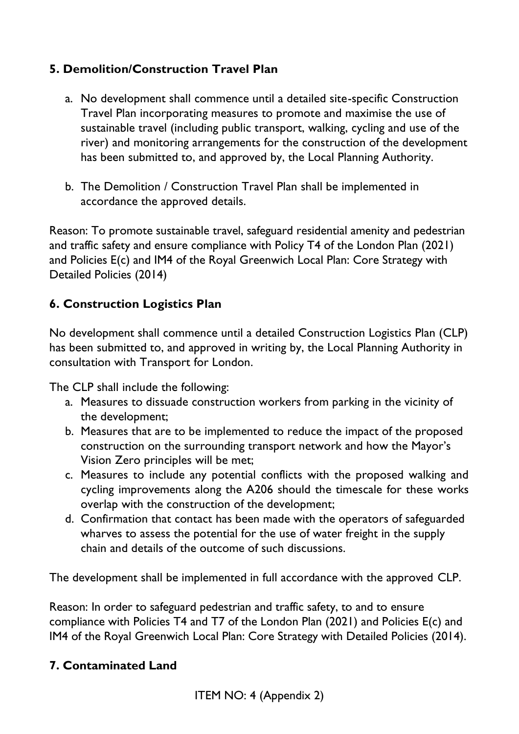### 5. Demolition/Construction Travel Plan

a. No development shall commence until a detailed site-specific Construction Travel Plan incorporating measures to promote and maximise the use of sustainable travel (including public transport, walking, cycling and use of the river) and monitoring arrangements for the construction of the development has been submitted to, and approved by, the Local Planning Authority.

b. The Demolition / Construction Travel Plan shall be implemented in accordance the approved details.

Reason: To promote sustainable travel, safeguard residential amenity and pedestrian and traffic safety and ensure compliance with Policy T4 of the London Plan (2021) and Policies E(c) and IM4 of the Royal Greenwich Local Plan: Core Strategy with Detailed Policies (2014)

### 6. Construction Logistics Plan

No development shall commence until a detailed Construction Logistics Plan (CLP) has been submitted to, and approved in writing by, the Local Planning Authority in consultation with Transport for London.

The CLP shall include the following:

a. Measures to dissuade construction workers from parking in the vicinity of the development;
b. Measures that are to be implemented to reduce the impact of the proposed construction on the surrounding transport network and how the Mayor's Vision Zero principles will be met;
c. Measures to include any potential conflicts with the proposed walking and cycling improvements along the A206 should the timescale for these works overlap with the construction of the development;
d. Confirmation that contact has been made with the operators of safeguarded wharves to assess the potential for the use of water freight in the supply chain and details of the outcome of such discussions.

The development shall be implemented in full accordance with the approved CLP.

Reason: In order to safeguard pedestrian and traffic safety, to and to ensure compliance with Policies T4 and T7 of the London Plan (2021) and Policies E(c) and IM4 of the Royal Greenwich Local Plan: Core Strategy with Detailed Policies (2014).

### 7. Contaminated Land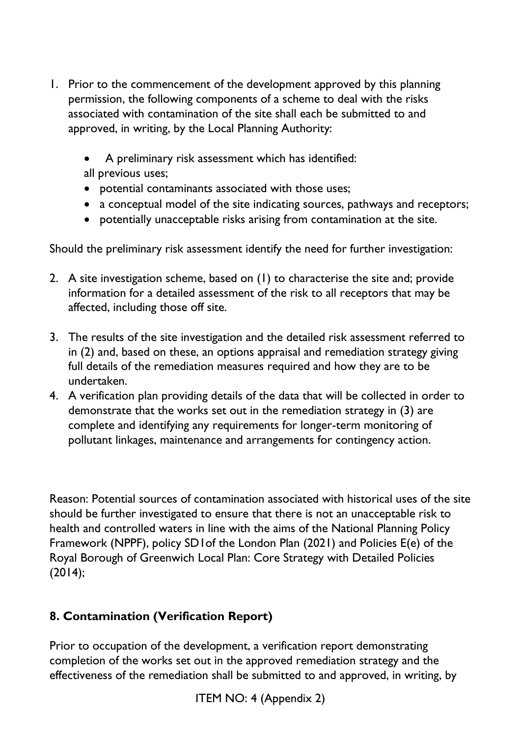1. Prior to the commencement of the development approved by this planning permission, the following components of a scheme to deal with the risks associated with contamination of the site shall each be submitted to and approved, in writing, by the Local Planning Authority:

   - A preliminary risk assessment which has identified:
   all previous uses;
   - potential contaminants associated with those uses;
   - a conceptual model of the site indicating sources, pathways and receptors;
   - potentially unacceptable risks arising from contamination at the site.

Should the preliminary risk assessment identify the need for further investigation:

2. A site investigation scheme, based on (1) to characterise the site and; provide information for a detailed assessment of the risk to all receptors that may be affected, including those off site.

3. The results of the site investigation and the detailed risk assessment referred to in (2) and, based on these, an options appraisal and remediation strategy giving full details of the remediation measures required and how they are to be undertaken.
4. A verification plan providing details of the data that will be collected in order to demonstrate that the works set out in the remediation strategy in (3) are complete and identifying any requirements for longer-term monitoring of pollutant linkages, maintenance and arrangements for contingency action.

Reason: Potential sources of contamination associated with historical uses of the site should be further investigated to ensure that there is not an unacceptable risk to health and controlled waters in line with the aims of the National Planning Policy Framework (NPPF), policy SD1of the London Plan (2021) and Policies E(e) of the Royal Borough of Greenwich Local Plan: Core Strategy with Detailed Policies (2014);

**8. Contamination (Verification Report)**

Prior to occupation of the development, a verification report demonstrating completion of the works set out in the approved remediation strategy and the effectiveness of the remediation shall be submitted to and approved, in writing, by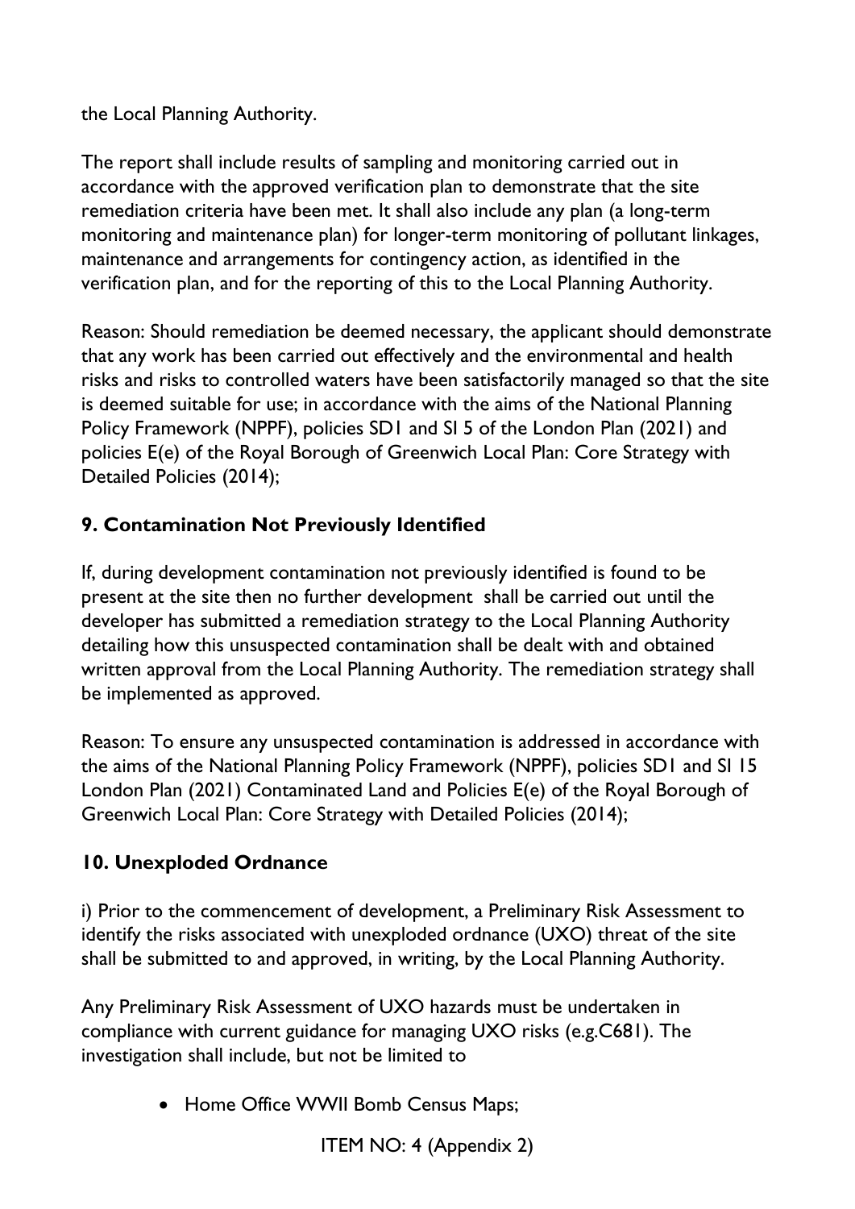the Local Planning Authority.

The report shall include results of sampling and monitoring carried out in accordance with the approved verification plan to demonstrate that the site remediation criteria have been met. It shall also include any plan (a long-term monitoring and maintenance plan) for longer-term monitoring of pollutant linkages, maintenance and arrangements for contingency action, as identified in the verification plan, and for the reporting of this to the Local Planning Authority.

Reason: Should remediation be deemed necessary, the applicant should demonstrate that any work has been carried out effectively and the environmental and health risks and risks to controlled waters have been satisfactorily managed so that the site is deemed suitable for use; in accordance with the aims of the National Planning Policy Framework (NPPF), policies SD1 and SI 5 of the London Plan (2021) and policies E(e) of the Royal Borough of Greenwich Local Plan: Core Strategy with Detailed Policies (2014);

**9. Contamination Not Previously Identified**

If, during development contamination not previously identified is found to be present at the site then no further development shall be carried out until the developer has submitted a remediation strategy to the Local Planning Authority detailing how this unsuspected contamination shall be dealt with and obtained written approval from the Local Planning Authority. The remediation strategy shall be implemented as approved.

Reason: To ensure any unsuspected contamination is addressed in accordance with the aims of the National Planning Policy Framework (NPPF), policies SD1 and SI 15 London Plan (2021) Contaminated Land and Policies E(e) of the Royal Borough of Greenwich Local Plan: Core Strategy with Detailed Policies (2014);

**10. Unexploded Ordnance**

i) Prior to the commencement of development, a Preliminary Risk Assessment to identify the risks associated with unexploded ordnance (UXO) threat of the site shall be submitted to and approved, in writing, by the Local Planning Authority.

Any Preliminary Risk Assessment of UXO hazards must be undertaken in compliance with current guidance for managing UXO risks (e.g.C681). The investigation shall include, but not be limited to

- Home Office WWII Bomb Census Maps;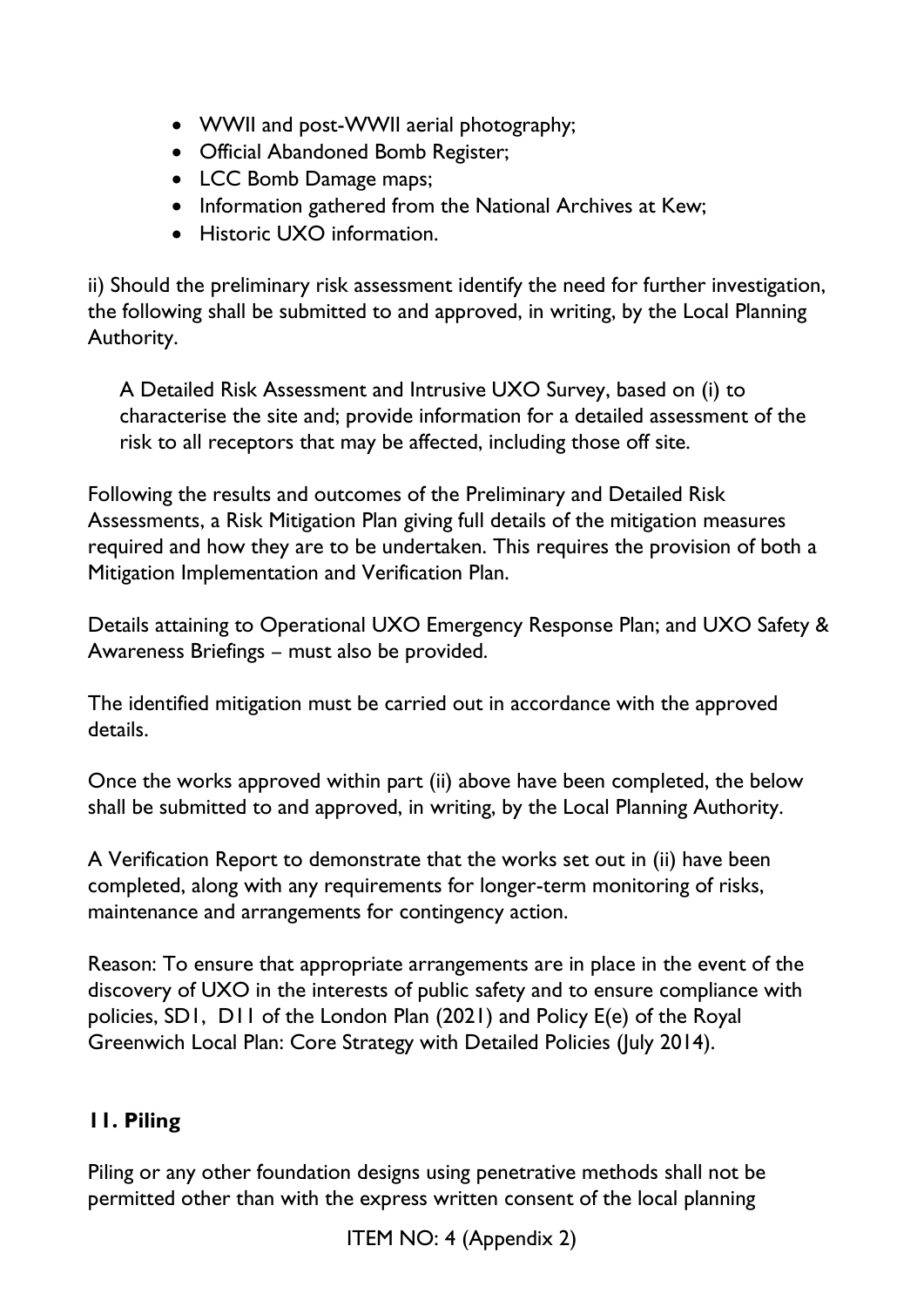- WWII and post-WWII aerial photography;
- Official Abandoned Bomb Register;
- LCC Bomb Damage maps;
- Information gathered from the National Archives at Kew;
- Historic UXO information.

ii) Should the preliminary risk assessment identify the need for further investigation, the following shall be submitted to and approved, in writing, by the Local Planning Authority.

A Detailed Risk Assessment and Intrusive UXO Survey, based on (i) to characterise the site and; provide information for a detailed assessment of the risk to all receptors that may be affected, including those off site.

Following the results and outcomes of the Preliminary and Detailed Risk Assessments, a Risk Mitigation Plan giving full details of the mitigation measures required and how they are to be undertaken. This requires the provision of both a Mitigation Implementation and Verification Plan.

Details attaining to Operational UXO Emergency Response Plan; and UXO Safety & Awareness Briefings – must also be provided.

The identified mitigation must be carried out in accordance with the approved details.

Once the works approved within part (ii) above have been completed, the below shall be submitted to and approved, in writing, by the Local Planning Authority.

A Verification Report to demonstrate that the works set out in (ii) have been completed, along with any requirements for longer-term monitoring of risks, maintenance and arrangements for contingency action.

Reason: To ensure that appropriate arrangements are in place in the event of the discovery of UXO in the interests of public safety and to ensure compliance with policies, SD1, D11 of the London Plan (2021) and Policy E(e) of the Royal Greenwich Local Plan: Core Strategy with Detailed Policies (July 2014).

## 11. Piling

Piling or any other foundation designs using penetrative methods shall not be permitted other than with the express written consent of the local planning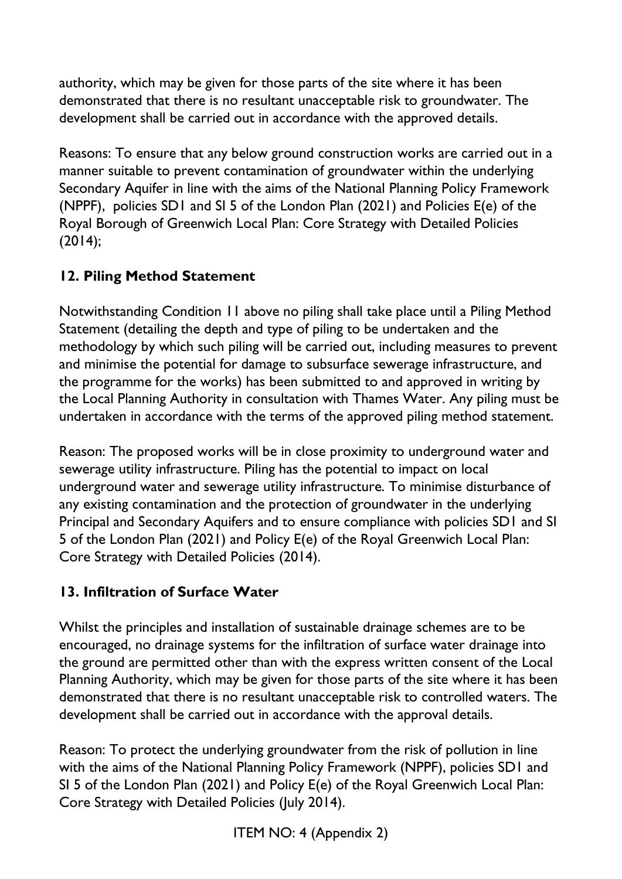authority, which may be given for those parts of the site where it has been demonstrated that there is no resultant unacceptable risk to groundwater. The development shall be carried out in accordance with the approved details.

Reasons: To ensure that any below ground construction works are carried out in a manner suitable to prevent contamination of groundwater within the underlying Secondary Aquifer in line with the aims of the National Planning Policy Framework (NPPF), policies SD1 and SI 5 of the London Plan (2021) and Policies E(e) of the Royal Borough of Greenwich Local Plan: Core Strategy with Detailed Policies (2014);

### 12. Piling Method Statement

Notwithstanding Condition 11 above no piling shall take place until a Piling Method Statement (detailing the depth and type of piling to be undertaken and the methodology by which such piling will be carried out, including measures to prevent and minimise the potential for damage to subsurface sewerage infrastructure, and the programme for the works) has been submitted to and approved in writing by the Local Planning Authority in consultation with Thames Water. Any piling must be undertaken in accordance with the terms of the approved piling method statement.

Reason: The proposed works will be in close proximity to underground water and sewerage utility infrastructure. Piling has the potential to impact on local underground water and sewerage utility infrastructure. To minimise disturbance of any existing contamination and the protection of groundwater in the underlying Principal and Secondary Aquifers and to ensure compliance with policies SD1 and SI 5 of the London Plan (2021) and Policy E(e) of the Royal Greenwich Local Plan: Core Strategy with Detailed Policies (2014).

### 13. Infiltration of Surface Water

Whilst the principles and installation of sustainable drainage schemes are to be encouraged, no drainage systems for the infiltration of surface water drainage into the ground are permitted other than with the express written consent of the Local Planning Authority, which may be given for those parts of the site where it has been demonstrated that there is no resultant unacceptable risk to controlled waters. The development shall be carried out in accordance with the approval details.

Reason: To protect the underlying groundwater from the risk of pollution in line with the aims of the National Planning Policy Framework (NPPF), policies SD1 and SI 5 of the London Plan (2021) and Policy E(e) of the Royal Greenwich Local Plan: Core Strategy with Detailed Policies (July 2014).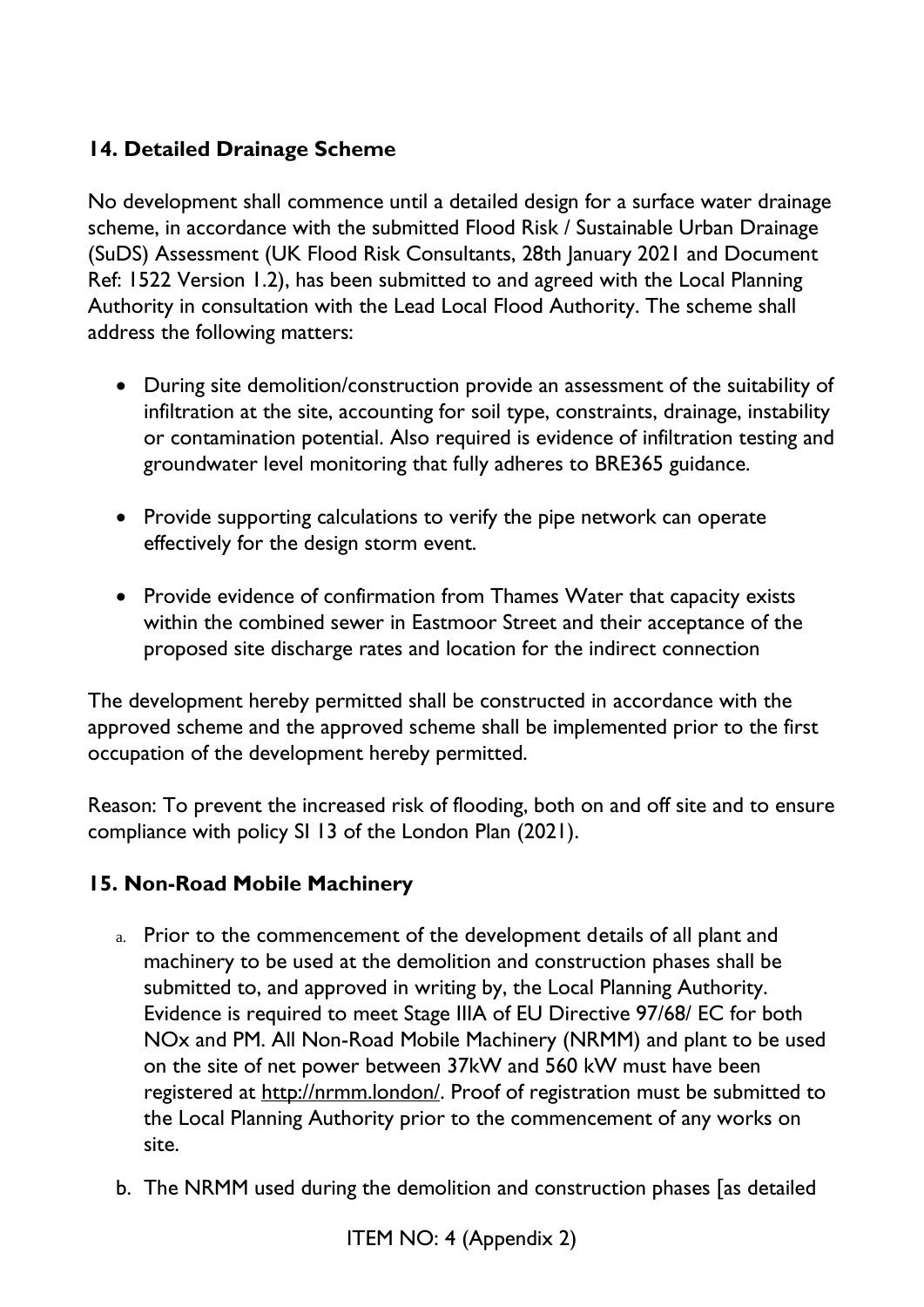### 14. Detailed Drainage Scheme

No development shall commence until a detailed design for a surface water drainage scheme, in accordance with the submitted Flood Risk / Sustainable Urban Drainage (SuDS) Assessment (UK Flood Risk Consultants, 28th January 2021 and Document Ref: 1522 Version 1.2), has been submitted to and agreed with the Local Planning Authority in consultation with the Lead Local Flood Authority. The scheme shall address the following matters:

- During site demolition/construction provide an assessment of the suitability of infiltration at the site, accounting for soil type, constraints, drainage, instability or contamination potential. Also required is evidence of infiltration testing and groundwater level monitoring that fully adheres to BRE365 guidance.
- Provide supporting calculations to verify the pipe network can operate effectively for the design storm event.
- Provide evidence of confirmation from Thames Water that capacity exists within the combined sewer in Eastmoor Street and their acceptance of the proposed site discharge rates and location for the indirect connection

The development hereby permitted shall be constructed in accordance with the approved scheme and the approved scheme shall be implemented prior to the first occupation of the development hereby permitted.

Reason: To prevent the increased risk of flooding, both on and off site and to ensure compliance with policy SI 13 of the London Plan (2021).

### 15. Non-Road Mobile Machinery

a. Prior to the commencement of the development details of all plant and machinery to be used at the demolition and construction phases shall be submitted to, and approved in writing by, the Local Planning Authority. Evidence is required to meet Stage IIIA of EU Directive 97/68/ EC for both NOx and PM. All Non-Road Mobile Machinery (NRMM) and plant to be used on the site of net power between 37kW and 560 kW must have been registered at http://nrmm.london/. Proof of registration must be submitted to the Local Planning Authority prior to the commencement of any works on site.

b. The NRMM used during the demolition and construction phases [as detailed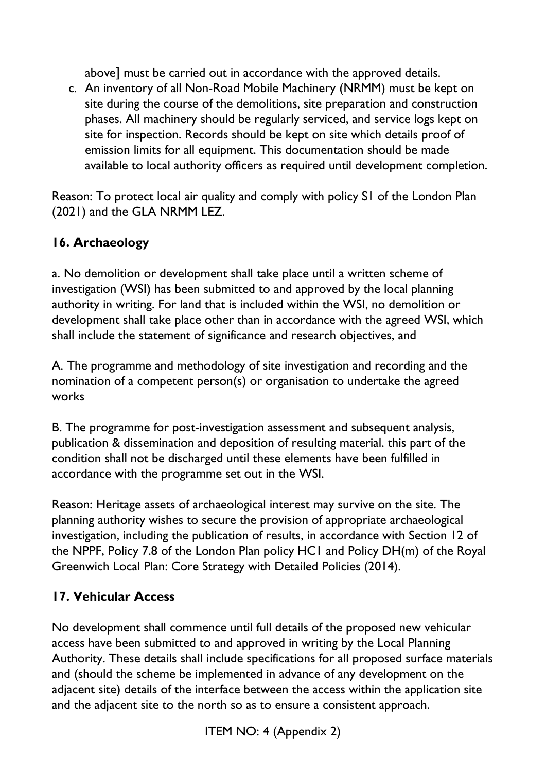above] must be carried out in accordance with the approved details.

c. An inventory of all Non-Road Mobile Machinery (NRMM) must be kept on site during the course of the demolitions, site preparation and construction phases. All machinery should be regularly serviced, and service logs kept on site for inspection. Records should be kept on site which details proof of emission limits for all equipment. This documentation should be made available to local authority officers as required until development completion.

Reason: To protect local air quality and comply with policy SI of the London Plan (2021) and the GLA NRMM LEZ.

**16. Archaeology**

a. No demolition or development shall take place until a written scheme of investigation (WSI) has been submitted to and approved by the local planning authority in writing. For land that is included within the WSI, no demolition or development shall take place other than in accordance with the agreed WSI, which shall include the statement of significance and research objectives, and

A. The programme and methodology of site investigation and recording and the nomination of a competent person(s) or organisation to undertake the agreed works

B. The programme for post-investigation assessment and subsequent analysis, publication & dissemination and deposition of resulting material. this part of the condition shall not be discharged until these elements have been fulfilled in accordance with the programme set out in the WSI.

Reason: Heritage assets of archaeological interest may survive on the site. The planning authority wishes to secure the provision of appropriate archaeological investigation, including the publication of results, in accordance with Section 12 of the NPPF, Policy 7.8 of the London Plan policy HC1 and Policy DH(m) of the Royal Greenwich Local Plan: Core Strategy with Detailed Policies (2014).

**17. Vehicular Access**

No development shall commence until full details of the proposed new vehicular access have been submitted to and approved in writing by the Local Planning Authority. These details shall include specifications for all proposed surface materials and (should the scheme be implemented in advance of any development on the adjacent site) details of the interface between the access within the application site and the adjacent site to the north so as to ensure a consistent approach.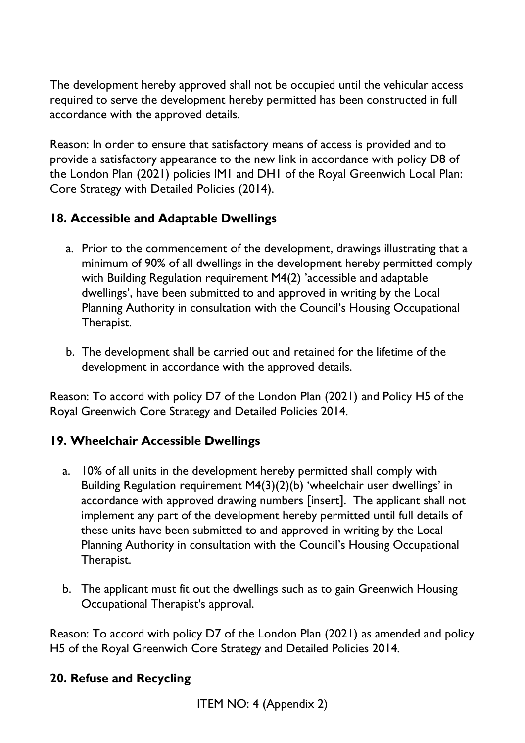The development hereby approved shall not be occupied until the vehicular access required to serve the development hereby permitted has been constructed in full accordance with the approved details.

Reason: In order to ensure that satisfactory means of access is provided and to provide a satisfactory appearance to the new link in accordance with policy D8 of the London Plan (2021) policies IM1 and DH1 of the Royal Greenwich Local Plan: Core Strategy with Detailed Policies (2014).

**18. Accessible and Adaptable Dwellings**

a. Prior to the commencement of the development, drawings illustrating that a minimum of 90% of all dwellings in the development hereby permitted comply with Building Regulation requirement M4(2) 'accessible and adaptable dwellings', have been submitted to and approved in writing by the Local Planning Authority in consultation with the Council's Housing Occupational Therapist.

b. The development shall be carried out and retained for the lifetime of the development in accordance with the approved details.

Reason: To accord with policy D7 of the London Plan (2021) and Policy H5 of the Royal Greenwich Core Strategy and Detailed Policies 2014.

**19. Wheelchair Accessible Dwellings**

a. 10% of all units in the development hereby permitted shall comply with Building Regulation requirement M4(3)(2)(b) 'wheelchair user dwellings' in accordance with approved drawing numbers [insert]. The applicant shall not implement any part of the development hereby permitted until full details of these units have been submitted to and approved in writing by the Local Planning Authority in consultation with the Council's Housing Occupational Therapist.

b. The applicant must fit out the dwellings such as to gain Greenwich Housing Occupational Therapist's approval.

Reason: To accord with policy D7 of the London Plan (2021) as amended and policy H5 of the Royal Greenwich Core Strategy and Detailed Policies 2014.

**20. Refuse and Recycling**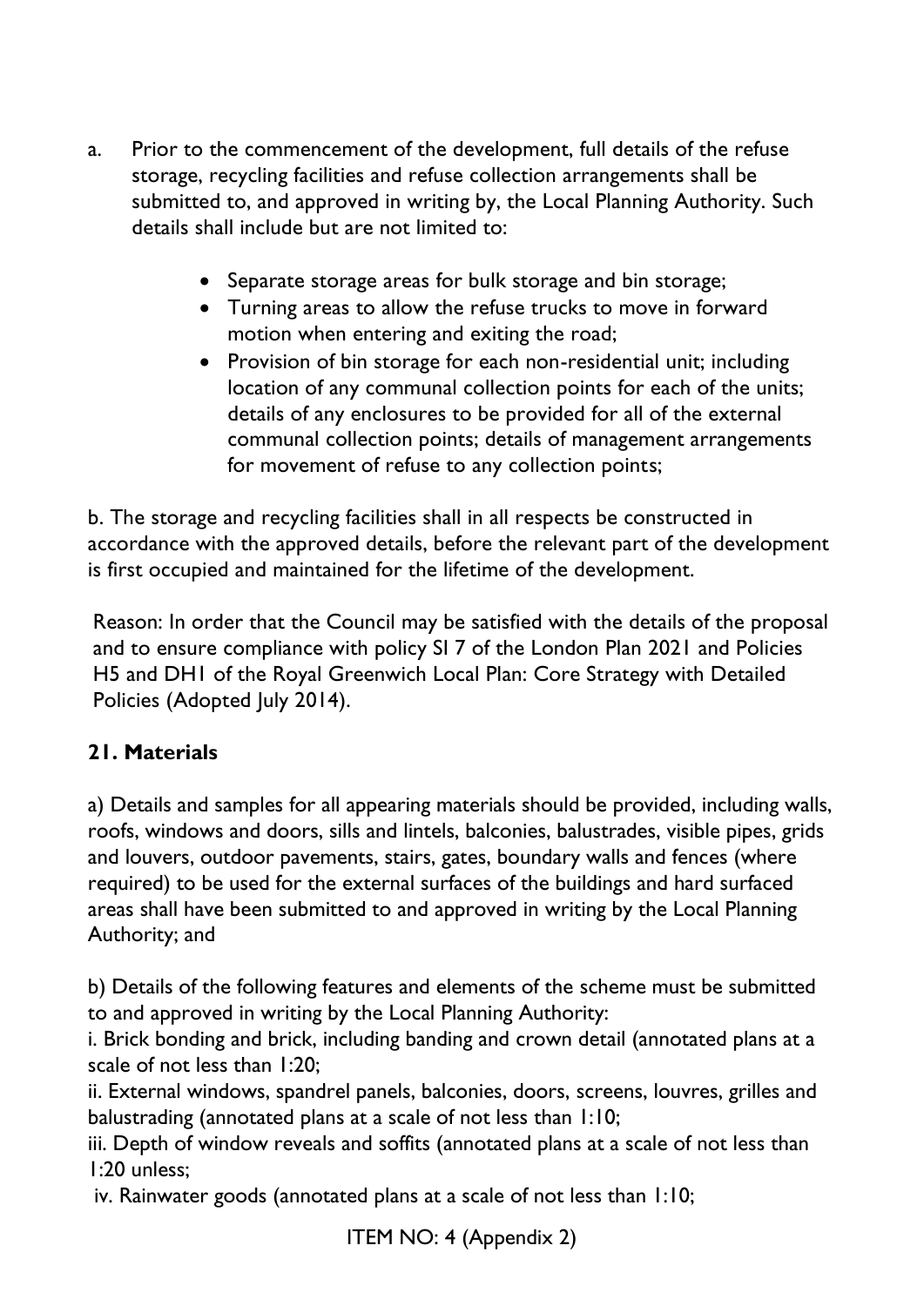a. Prior to the commencement of the development, full details of the refuse storage, recycling facilities and refuse collection arrangements shall be submitted to, and approved in writing by, the Local Planning Authority. Such details shall include but are not limited to:

- Separate storage areas for bulk storage and bin storage;
- Turning areas to allow the refuse trucks to move in forward motion when entering and exiting the road;
- Provision of bin storage for each non-residential unit; including location of any communal collection points for each of the units; details of any enclosures to be provided for all of the external communal collection points; details of management arrangements for movement of refuse to any collection points;

b. The storage and recycling facilities shall in all respects be constructed in accordance with the approved details, before the relevant part of the development is first occupied and maintained for the lifetime of the development.

Reason: In order that the Council may be satisfied with the details of the proposal and to ensure compliance with policy SI 7 of the London Plan 2021 and Policies H5 and DH1 of the Royal Greenwich Local Plan: Core Strategy with Detailed Policies (Adopted July 2014).

**21. Materials**

a) Details and samples for all appearing materials should be provided, including walls, roofs, windows and doors, sills and lintels, balconies, balustrades, visible pipes, grids and louvers, outdoor pavements, stairs, gates, boundary walls and fences (where required) to be used for the external surfaces of the buildings and hard surfaced areas shall have been submitted to and approved in writing by the Local Planning Authority; and

b) Details of the following features and elements of the scheme must be submitted to and approved in writing by the Local Planning Authority:
i. Brick bonding and brick, including banding and crown detail (annotated plans at a scale of not less than 1:20;
ii. External windows, spandrel panels, balconies, doors, screens, louvres, grilles and balustrading (annotated plans at a scale of not less than 1:10;
iii. Depth of window reveals and soffits (annotated plans at a scale of not less than 1:20 unless;
iv. Rainwater goods (annotated plans at a scale of not less than 1:10;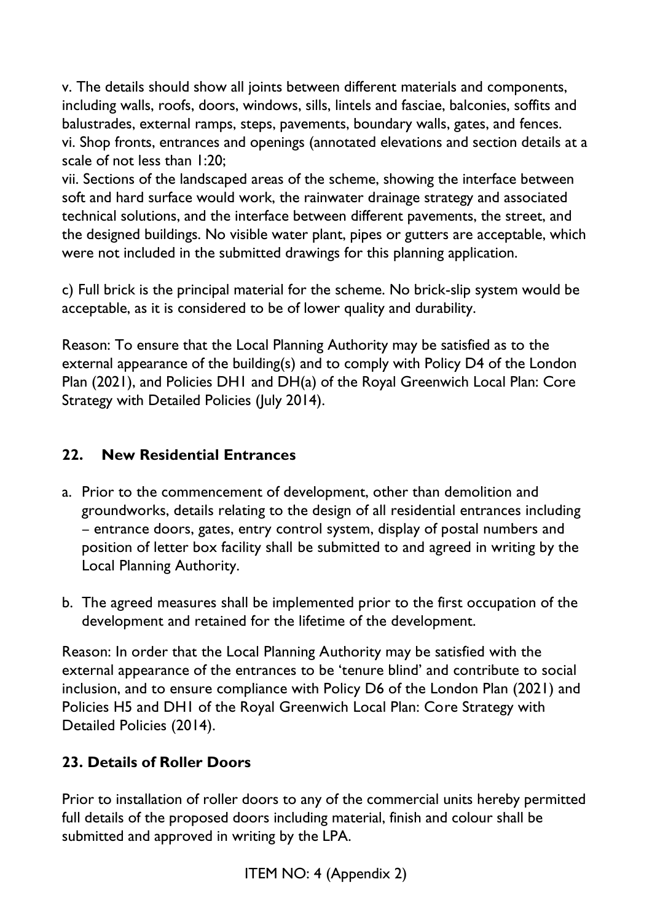v. The details should show all joints between different materials and components, including walls, roofs, doors, windows, sills, lintels and fasciae, balconies, soffits and balustrades, external ramps, steps, pavements, boundary walls, gates, and fences.
vi. Shop fronts, entrances and openings (annotated elevations and section details at a scale of not less than 1:20;
vii. Sections of the landscaped areas of the scheme, showing the interface between soft and hard surface would work, the rainwater drainage strategy and associated technical solutions, and the interface between different pavements, the street, and the designed buildings. No visible water plant, pipes or gutters are acceptable, which were not included in the submitted drawings for this planning application.

c) Full brick is the principal material for the scheme. No brick-slip system would be acceptable, as it is considered to be of lower quality and durability.

Reason: To ensure that the Local Planning Authority may be satisfied as to the external appearance of the building(s) and to comply with Policy D4 of the London Plan (2021), and Policies DH1 and DH(a) of the Royal Greenwich Local Plan: Core Strategy with Detailed Policies (July 2014).

## 22. New Residential Entrances

a. Prior to the commencement of development, other than demolition and groundworks, details relating to the design of all residential entrances including – entrance doors, gates, entry control system, display of postal numbers and position of letter box facility shall be submitted to and agreed in writing by the Local Planning Authority.

b. The agreed measures shall be implemented prior to the first occupation of the development and retained for the lifetime of the development.

Reason: In order that the Local Planning Authority may be satisfied with the external appearance of the entrances to be 'tenure blind' and contribute to social inclusion, and to ensure compliance with Policy D6 of the London Plan (2021) and Policies H5 and DH1 of the Royal Greenwich Local Plan: Core Strategy with Detailed Policies (2014).

## 23. Details of Roller Doors

Prior to installation of roller doors to any of the commercial units hereby permitted full details of the proposed doors including material, finish and colour shall be submitted and approved in writing by the LPA.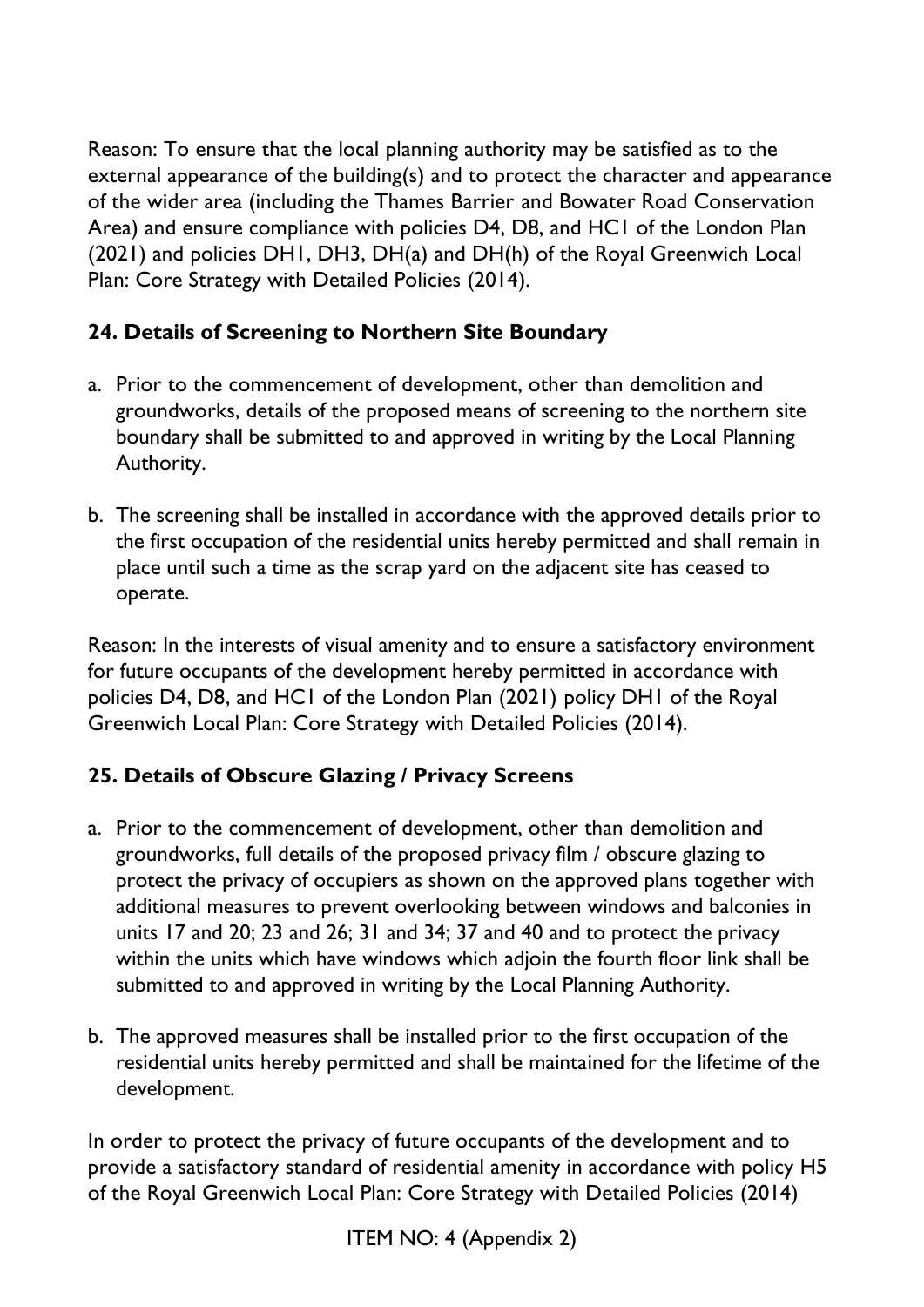Reason: To ensure that the local planning authority may be satisfied as to the external appearance of the building(s) and to protect the character and appearance of the wider area (including the Thames Barrier and Bowater Road Conservation Area) and ensure compliance with policies D4, D8, and HC1 of the London Plan (2021) and policies DH1, DH3, DH(a) and DH(h) of the Royal Greenwich Local Plan: Core Strategy with Detailed Policies (2014).

**24. Details of Screening to Northern Site Boundary**

a. Prior to the commencement of development, other than demolition and groundworks, details of the proposed means of screening to the northern site boundary shall be submitted to and approved in writing by the Local Planning Authority.

b. The screening shall be installed in accordance with the approved details prior to the first occupation of the residential units hereby permitted and shall remain in place until such a time as the scrap yard on the adjacent site has ceased to operate.

Reason: In the interests of visual amenity and to ensure a satisfactory environment for future occupants of the development hereby permitted in accordance with policies D4, D8, and HC1 of the London Plan (2021) policy DH1 of the Royal Greenwich Local Plan: Core Strategy with Detailed Policies (2014).

**25. Details of Obscure Glazing / Privacy Screens**

a. Prior to the commencement of development, other than demolition and groundworks, full details of the proposed privacy film / obscure glazing to protect the privacy of occupiers as shown on the approved plans together with additional measures to prevent overlooking between windows and balconies in units 17 and 20; 23 and 26; 31 and 34; 37 and 40 and to protect the privacy within the units which have windows which adjoin the fourth floor link shall be submitted to and approved in writing by the Local Planning Authority.

b. The approved measures shall be installed prior to the first occupation of the residential units hereby permitted and shall be maintained for the lifetime of the development.

In order to protect the privacy of future occupants of the development and to provide a satisfactory standard of residential amenity in accordance with policy H5 of the Royal Greenwich Local Plan: Core Strategy with Detailed Policies (2014)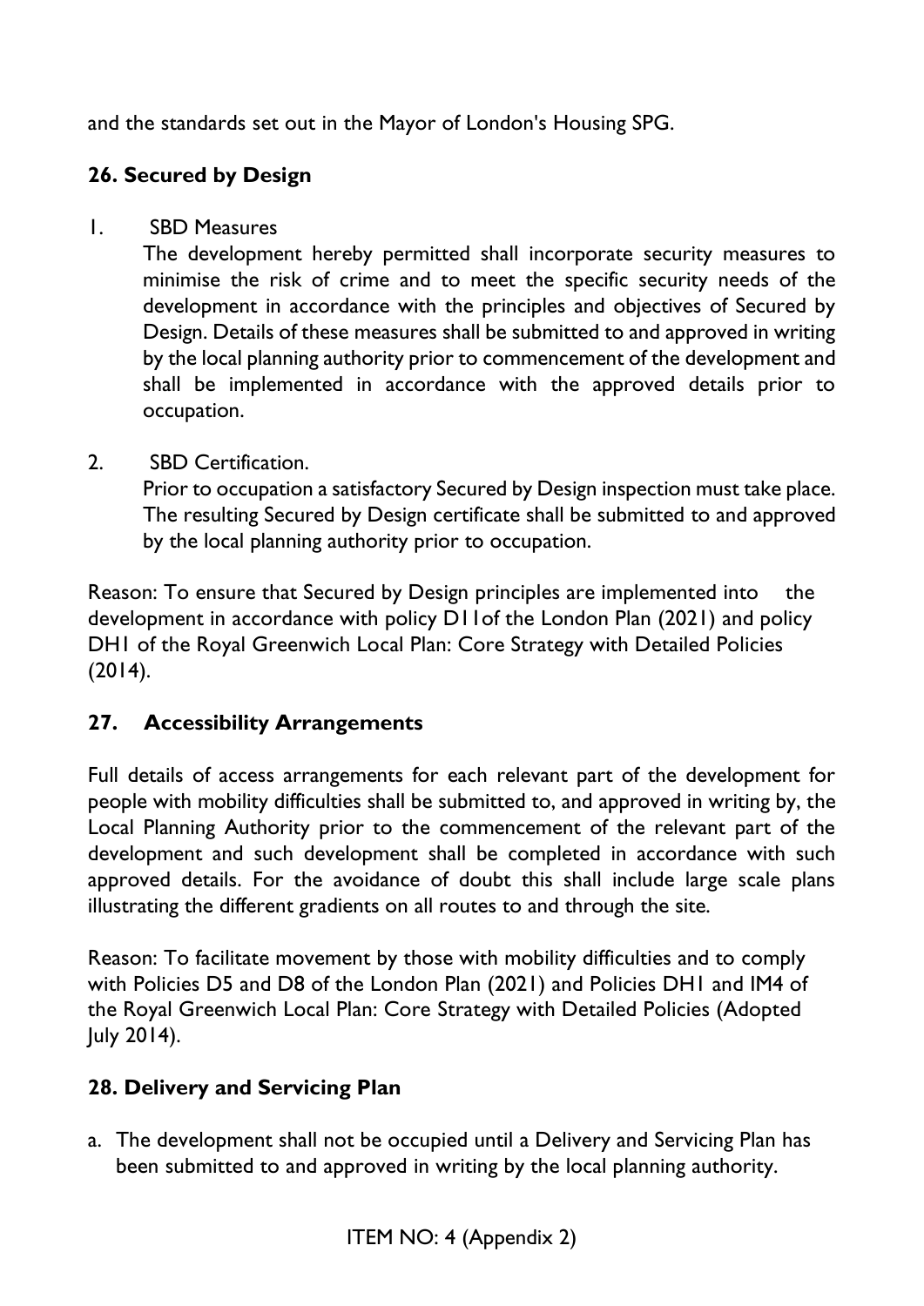and the standards set out in the Mayor of London's Housing SPG.

## 26. Secured by Design

1. SBD Measures

   The development hereby permitted shall incorporate security measures to minimise the risk of crime and to meet the specific security needs of the development in accordance with the principles and objectives of Secured by Design. Details of these measures shall be submitted to and approved in writing by the local planning authority prior to commencement of the development and shall be implemented in accordance with the approved details prior to occupation.

2. SBD Certification.

   Prior to occupation a satisfactory Secured by Design inspection must take place. The resulting Secured by Design certificate shall be submitted to and approved by the local planning authority prior to occupation.

Reason: To ensure that Secured by Design principles are implemented into the development in accordance with policy D11of the London Plan (2021) and policy DH1 of the Royal Greenwich Local Plan: Core Strategy with Detailed Policies (2014).

## 27. Accessibility Arrangements

Full details of access arrangements for each relevant part of the development for people with mobility difficulties shall be submitted to, and approved in writing by, the Local Planning Authority prior to the commencement of the relevant part of the development and such development shall be completed in accordance with such approved details. For the avoidance of doubt this shall include large scale plans illustrating the different gradients on all routes to and through the site.

Reason: To facilitate movement by those with mobility difficulties and to comply with Policies D5 and D8 of the London Plan (2021) and Policies DH1 and IM4 of the Royal Greenwich Local Plan: Core Strategy with Detailed Policies (Adopted July 2014).

## 28. Delivery and Servicing Plan

a. The development shall not be occupied until a Delivery and Servicing Plan has been submitted to and approved in writing by the local planning authority.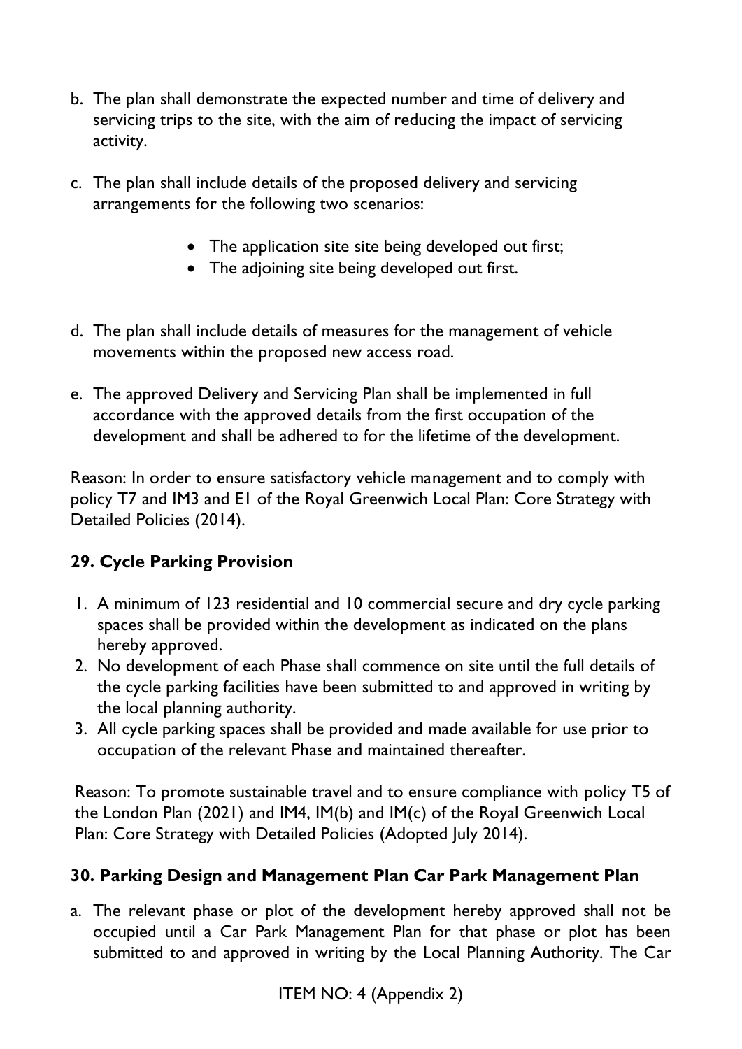b. The plan shall demonstrate the expected number and time of delivery and servicing trips to the site, with the aim of reducing the impact of servicing activity.

c. The plan shall include details of the proposed delivery and servicing arrangements for the following two scenarios:

- The application site site being developed out first;
- The adjoining site being developed out first.

d. The plan shall include details of measures for the management of vehicle movements within the proposed new access road.

e. The approved Delivery and Servicing Plan shall be implemented in full accordance with the approved details from the first occupation of the development and shall be adhered to for the lifetime of the development.

Reason: In order to ensure satisfactory vehicle management and to comply with policy T7 and IM3 and E1 of the Royal Greenwich Local Plan: Core Strategy with Detailed Policies (2014).

**29. Cycle Parking Provision**

1. A minimum of 123 residential and 10 commercial secure and dry cycle parking spaces shall be provided within the development as indicated on the plans hereby approved.
2. No development of each Phase shall commence on site until the full details of the cycle parking facilities have been submitted to and approved in writing by the local planning authority.
3. All cycle parking spaces shall be provided and made available for use prior to occupation of the relevant Phase and maintained thereafter.

Reason: To promote sustainable travel and to ensure compliance with policy T5 of the London Plan (2021) and IM4, IM(b) and IM(c) of the Royal Greenwich Local Plan: Core Strategy with Detailed Policies (Adopted July 2014).

**30. Parking Design and Management Plan Car Park Management Plan**

a. The relevant phase or plot of the development hereby approved shall not be occupied until a Car Park Management Plan for that phase or plot has been submitted to and approved in writing by the Local Planning Authority. The Car

ITEM NO: 4 (Appendix 2)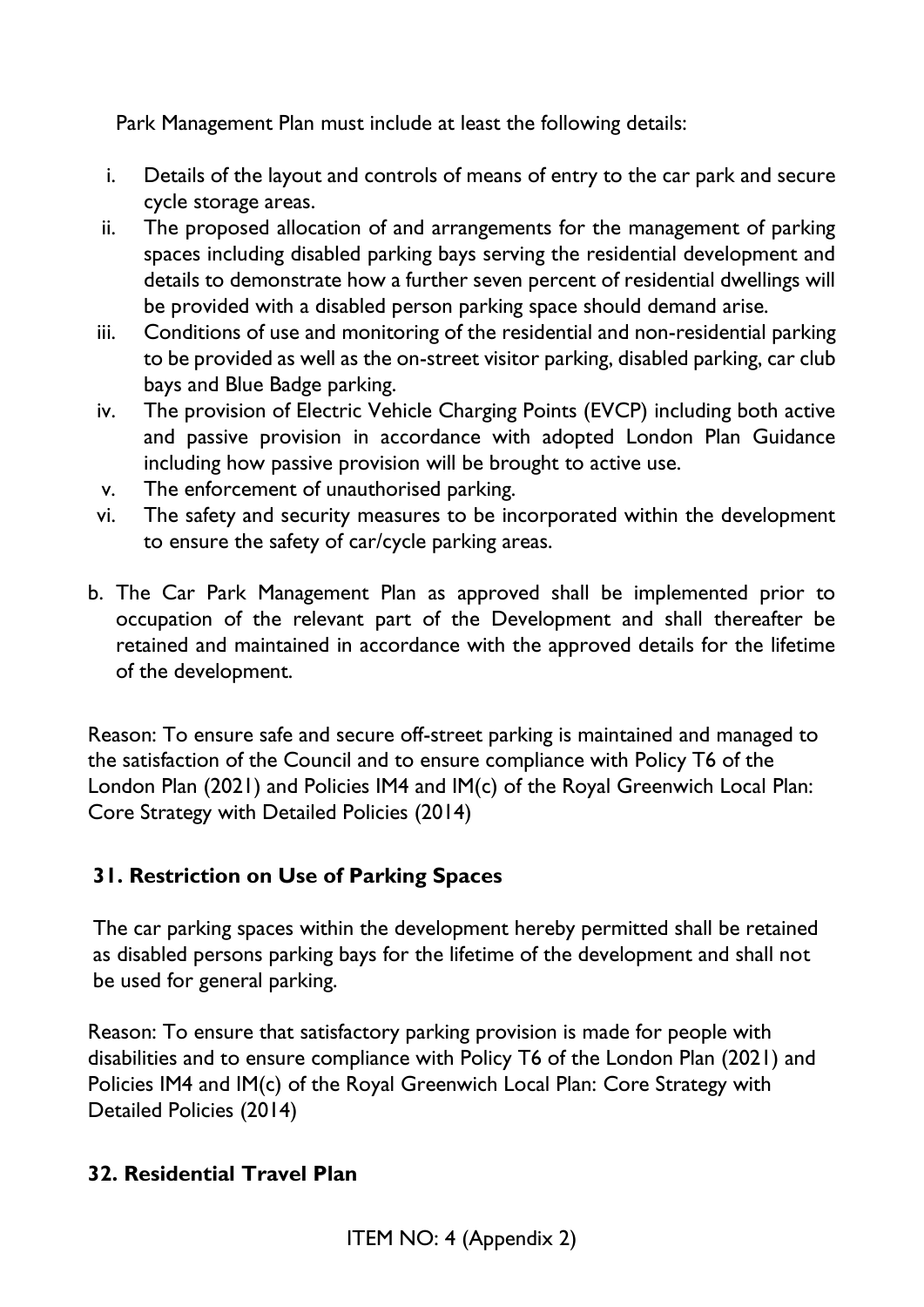Park Management Plan must include at least the following details:

i. Details of the layout and controls of means of entry to the car park and secure cycle storage areas.
ii. The proposed allocation of and arrangements for the management of parking spaces including disabled parking bays serving the residential development and details to demonstrate how a further seven percent of residential dwellings will be provided with a disabled person parking space should demand arise.
iii. Conditions of use and monitoring of the residential and non-residential parking to be provided as well as the on-street visitor parking, disabled parking, car club bays and Blue Badge parking.
iv. The provision of Electric Vehicle Charging Points (EVCP) including both active and passive provision in accordance with adopted London Plan Guidance including how passive provision will be brought to active use.
v. The enforcement of unauthorised parking.
vi. The safety and security measures to be incorporated within the development to ensure the safety of car/cycle parking areas.

b. The Car Park Management Plan as approved shall be implemented prior to occupation of the relevant part of the Development and shall thereafter be retained and maintained in accordance with the approved details for the lifetime of the development.

Reason: To ensure safe and secure off-street parking is maintained and managed to the satisfaction of the Council and to ensure compliance with Policy T6 of the London Plan (2021) and Policies IM4 and IM(c) of the Royal Greenwich Local Plan: Core Strategy with Detailed Policies (2014)

## 31. Restriction on Use of Parking Spaces

The car parking spaces within the development hereby permitted shall be retained as disabled persons parking bays for the lifetime of the development and shall not be used for general parking.

Reason: To ensure that satisfactory parking provision is made for people with disabilities and to ensure compliance with Policy T6 of the London Plan (2021) and Policies IM4 and IM(c) of the Royal Greenwich Local Plan: Core Strategy with Detailed Policies (2014)

## 32. Residential Travel Plan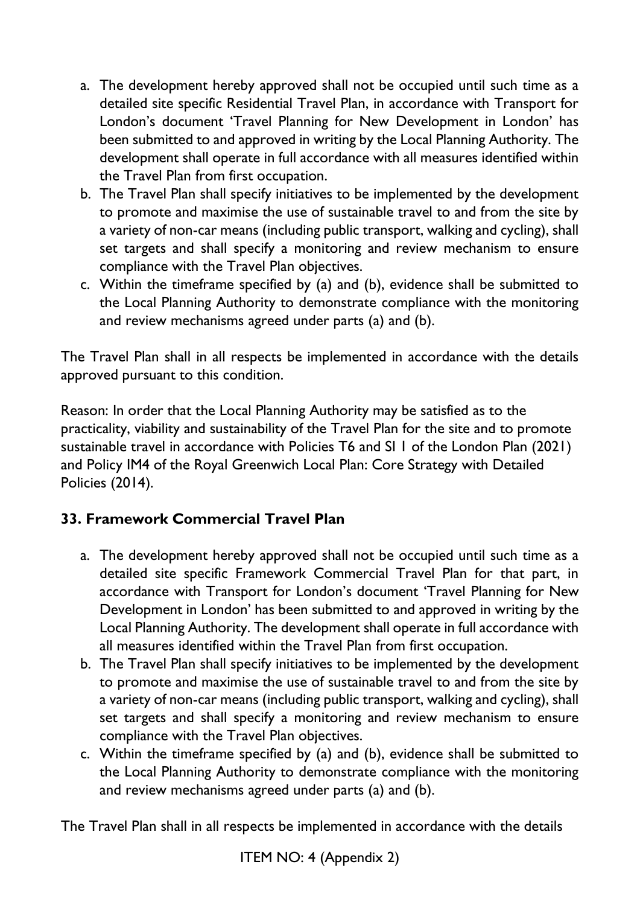a. The development hereby approved shall not be occupied until such time as a detailed site specific Residential Travel Plan, in accordance with Transport for London's document 'Travel Planning for New Development in London' has been submitted to and approved in writing by the Local Planning Authority. The development shall operate in full accordance with all measures identified within the Travel Plan from first occupation.
b. The Travel Plan shall specify initiatives to be implemented by the development to promote and maximise the use of sustainable travel to and from the site by a variety of non-car means (including public transport, walking and cycling), shall set targets and shall specify a monitoring and review mechanism to ensure compliance with the Travel Plan objectives.
c. Within the timeframe specified by (a) and (b), evidence shall be submitted to the Local Planning Authority to demonstrate compliance with the monitoring and review mechanisms agreed under parts (a) and (b).

The Travel Plan shall in all respects be implemented in accordance with the details approved pursuant to this condition.

Reason: In order that the Local Planning Authority may be satisfied as to the practicality, viability and sustainability of the Travel Plan for the site and to promote sustainable travel in accordance with Policies T6 and SI 1 of the London Plan (2021) and Policy IM4 of the Royal Greenwich Local Plan: Core Strategy with Detailed Policies (2014).

**33. Framework Commercial Travel Plan**

a. The development hereby approved shall not be occupied until such time as a detailed site specific Framework Commercial Travel Plan for that part, in accordance with Transport for London's document 'Travel Planning for New Development in London' has been submitted to and approved in writing by the Local Planning Authority. The development shall operate in full accordance with all measures identified within the Travel Plan from first occupation.
b. The Travel Plan shall specify initiatives to be implemented by the development to promote and maximise the use of sustainable travel to and from the site by a variety of non-car means (including public transport, walking and cycling), shall set targets and shall specify a monitoring and review mechanism to ensure compliance with the Travel Plan objectives.
c. Within the timeframe specified by (a) and (b), evidence shall be submitted to the Local Planning Authority to demonstrate compliance with the monitoring and review mechanisms agreed under parts (a) and (b).

The Travel Plan shall in all respects be implemented in accordance with the details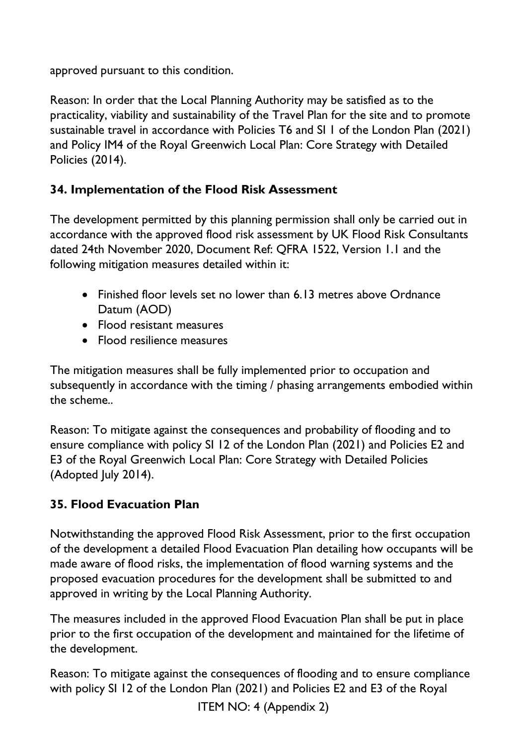approved pursuant to this condition.

Reason: In order that the Local Planning Authority may be satisfied as to the practicality, viability and sustainability of the Travel Plan for the site and to promote sustainable travel in accordance with Policies T6 and SI 1 of the London Plan (2021) and Policy IM4 of the Royal Greenwich Local Plan: Core Strategy with Detailed Policies (2014).

### 34. Implementation of the Flood Risk Assessment

The development permitted by this planning permission shall only be carried out in accordance with the approved flood risk assessment by UK Flood Risk Consultants dated 24th November 2020, Document Ref: QFRA 1522, Version 1.1 and the following mitigation measures detailed within it:

- Finished floor levels set no lower than 6.13 metres above Ordnance Datum (AOD)
- Flood resistant measures
- Flood resilience measures

The mitigation measures shall be fully implemented prior to occupation and subsequently in accordance with the timing / phasing arrangements embodied within the scheme..

Reason: To mitigate against the consequences and probability of flooding and to ensure compliance with policy SI 12 of the London Plan (2021) and Policies E2 and E3 of the Royal Greenwich Local Plan: Core Strategy with Detailed Policies (Adopted July 2014).

### 35. Flood Evacuation Plan

Notwithstanding the approved Flood Risk Assessment, prior to the first occupation of the development a detailed Flood Evacuation Plan detailing how occupants will be made aware of flood risks, the implementation of flood warning systems and the proposed evacuation procedures for the development shall be submitted to and approved in writing by the Local Planning Authority.

The measures included in the approved Flood Evacuation Plan shall be put in place prior to the first occupation of the development and maintained for the lifetime of the development.

Reason: To mitigate against the consequences of flooding and to ensure compliance with policy SI 12 of the London Plan (2021) and Policies E2 and E3 of the Royal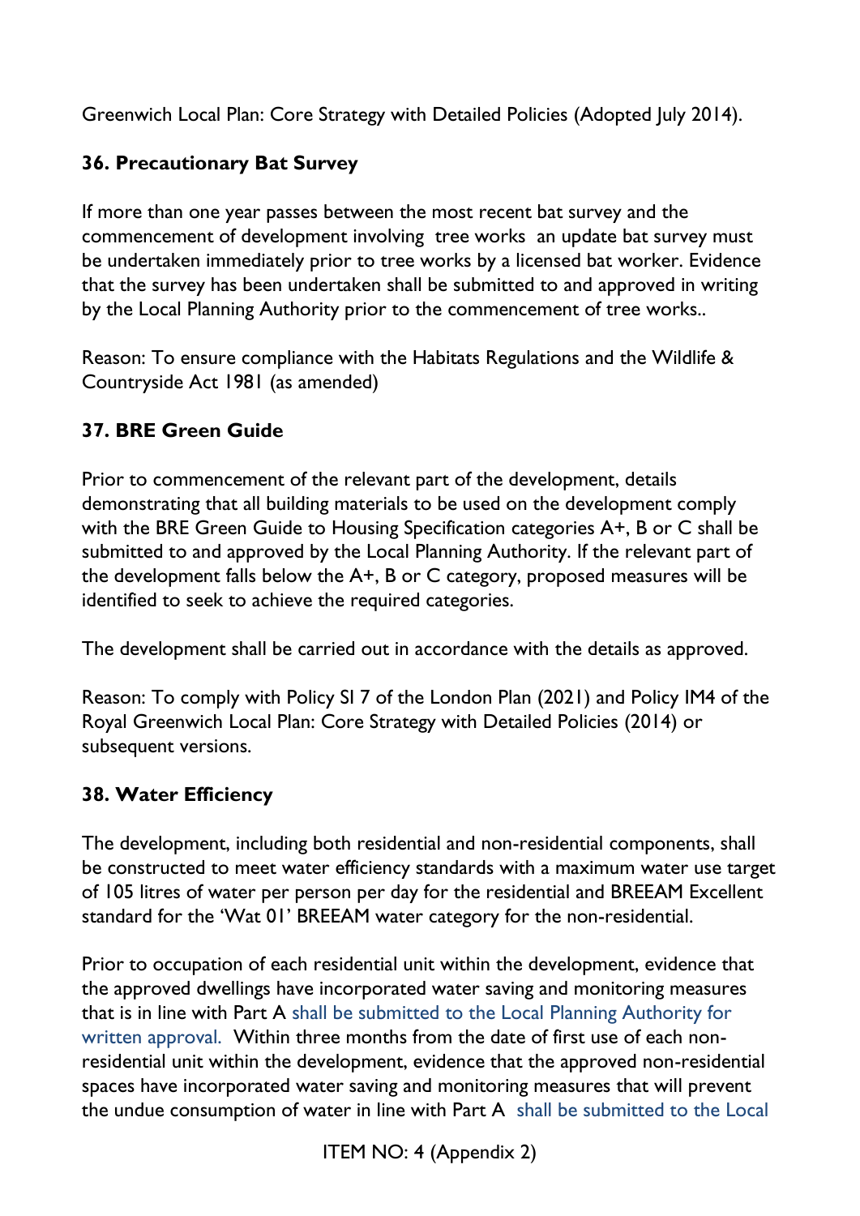Greenwich Local Plan: Core Strategy with Detailed Policies (Adopted July 2014).

**36. Precautionary Bat Survey**

If more than one year passes between the most recent bat survey and the commencement of development involving tree works an update bat survey must be undertaken immediately prior to tree works by a licensed bat worker. Evidence that the survey has been undertaken shall be submitted to and approved in writing by the Local Planning Authority prior to the commencement of tree works..

Reason: To ensure compliance with the Habitats Regulations and the Wildlife & Countryside Act 1981 (as amended)

**37. BRE Green Guide**

Prior to commencement of the relevant part of the development, details demonstrating that all building materials to be used on the development comply with the BRE Green Guide to Housing Specification categories A+, B or C shall be submitted to and approved by the Local Planning Authority. If the relevant part of the development falls below the A+, B or C category, proposed measures will be identified to seek to achieve the required categories.

The development shall be carried out in accordance with the details as approved.

Reason: To comply with Policy SI 7 of the London Plan (2021) and Policy IM4 of the Royal Greenwich Local Plan: Core Strategy with Detailed Policies (2014) or subsequent versions.

**38. Water Efficiency**

The development, including both residential and non-residential components, shall be constructed to meet water efficiency standards with a maximum water use target of 105 litres of water per person per day for the residential and BREEAM Excellent standard for the 'Wat 01' BREEAM water category for the non-residential.

Prior to occupation of each residential unit within the development, evidence that the approved dwellings have incorporated water saving and monitoring measures that is in line with Part A shall be submitted to the Local Planning Authority for written approval. Within three months from the date of first use of each non-residential unit within the development, evidence that the approved non-residential spaces have incorporated water saving and monitoring measures that will prevent the undue consumption of water in line with Part A shall be submitted to the Local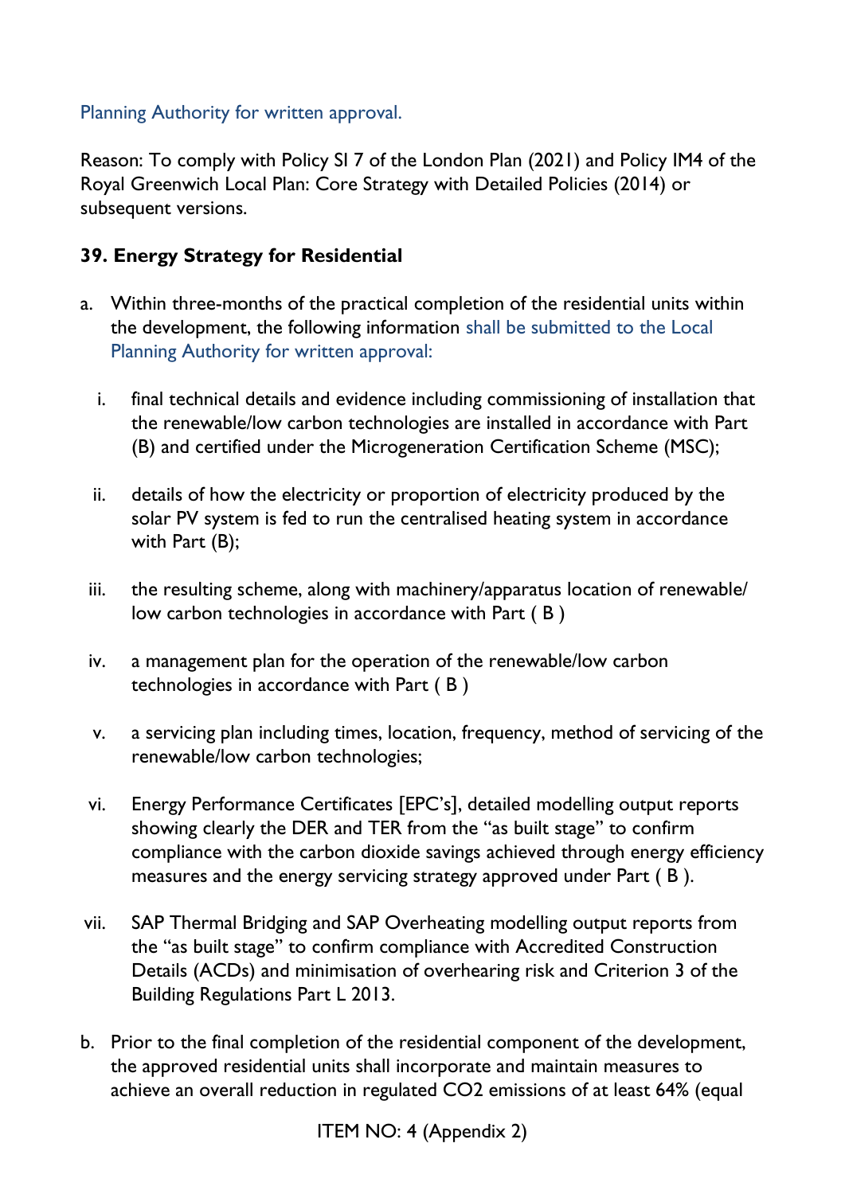Planning Authority for written approval.

Reason: To comply with Policy SI 7 of the London Plan (2021) and Policy IM4 of the Royal Greenwich Local Plan: Core Strategy with Detailed Policies (2014) or subsequent versions.

**39. Energy Strategy for Residential**

a. Within three-months of the practical completion of the residential units within the development, the following information shall be submitted to the Local Planning Authority for written approval:

   i. final technical details and evidence including commissioning of installation that the renewable/low carbon technologies are installed in accordance with Part (B) and certified under the Microgeneration Certification Scheme (MSC);

   ii. details of how the electricity or proportion of electricity produced by the solar PV system is fed to run the centralised heating system in accordance with Part (B);

   iii. the resulting scheme, along with machinery/apparatus location of renewable/ low carbon technologies in accordance with Part ( B )

   iv. a management plan for the operation of the renewable/low carbon technologies in accordance with Part ( B )

   v. a servicing plan including times, location, frequency, method of servicing of the renewable/low carbon technologies;

   vi. Energy Performance Certificates [EPC's], detailed modelling output reports showing clearly the DER and TER from the "as built stage" to confirm compliance with the carbon dioxide savings achieved through energy efficiency measures and the energy servicing strategy approved under Part ( B ).

   vii. SAP Thermal Bridging and SAP Overheating modelling output reports from the "as built stage" to confirm compliance with Accredited Construction Details (ACDs) and minimisation of overhearing risk and Criterion 3 of the Building Regulations Part L 2013.

b. Prior to the final completion of the residential component of the development, the approved residential units shall incorporate and maintain measures to achieve an overall reduction in regulated $CO_2$ emissions of at least 64% (equal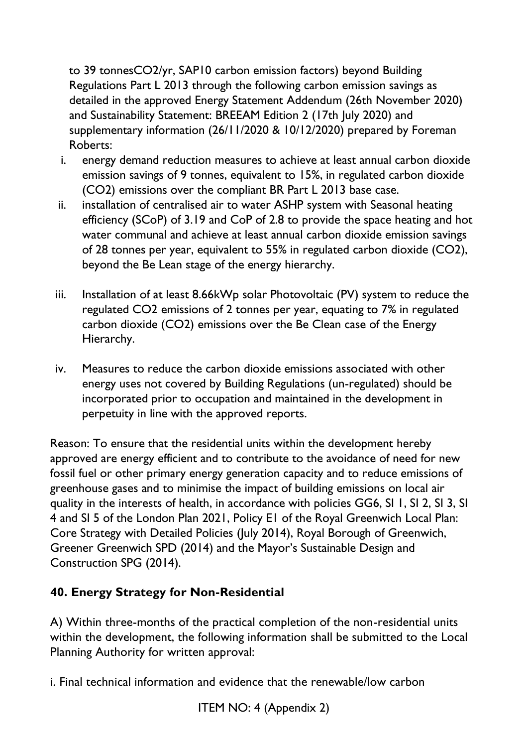to 39 tonnes$CO_2$/yr, SAP10 carbon emission factors) beyond Building Regulations Part L 2013 through the following carbon emission savings as detailed in the approved Energy Statement Addendum (26th November 2020) and Sustainability Statement: BREEAM Edition 2 (17th July 2020) and supplementary information (26/11/2020 & 10/12/2020) prepared by Foreman Roberts:

i. energy demand reduction measures to achieve at least annual carbon dioxide emission savings of 9 tonnes, equivalent to 15%, in regulated carbon dioxide ($CO_2$) emissions over the compliant BR Part L 2013 base case.

ii. installation of centralised air to water ASHP system with Seasonal heating efficiency (SCoP) of 3.19 and CoP of 2.8 to provide the space heating and hot water communal and achieve at least annual carbon dioxide emission savings of 28 tonnes per year, equivalent to 55% in regulated carbon dioxide ($CO_2$), beyond the Be Lean stage of the energy hierarchy.

iii. Installation of at least 8.66kWp solar Photovoltaic (PV) system to reduce the regulated $CO_2$ emissions of 2 tonnes per year, equating to 7% in regulated carbon dioxide ($CO_2$) emissions over the Be Clean case of the Energy Hierarchy.

iv. Measures to reduce the carbon dioxide emissions associated with other energy uses not covered by Building Regulations (un-regulated) should be incorporated prior to occupation and maintained in the development in perpetuity in line with the approved reports.

Reason: To ensure that the residential units within the development hereby approved are energy efficient and to contribute to the avoidance of need for new fossil fuel or other primary energy generation capacity and to reduce emissions of greenhouse gases and to minimise the impact of building emissions on local air quality in the interests of health, in accordance with policies GG6, SI 1, SI 2, SI 3, SI 4 and SI 5 of the London Plan 2021, Policy E1 of the Royal Greenwich Local Plan: Core Strategy with Detailed Policies (July 2014), Royal Borough of Greenwich, Greener Greenwich SPD (2014) and the Mayor's Sustainable Design and Construction SPG (2014).

## 40. Energy Strategy for Non-Residential

A) Within three-months of the practical completion of the non-residential units within the development, the following information shall be submitted to the Local Planning Authority for written approval:

i. Final technical information and evidence that the renewable/low carbon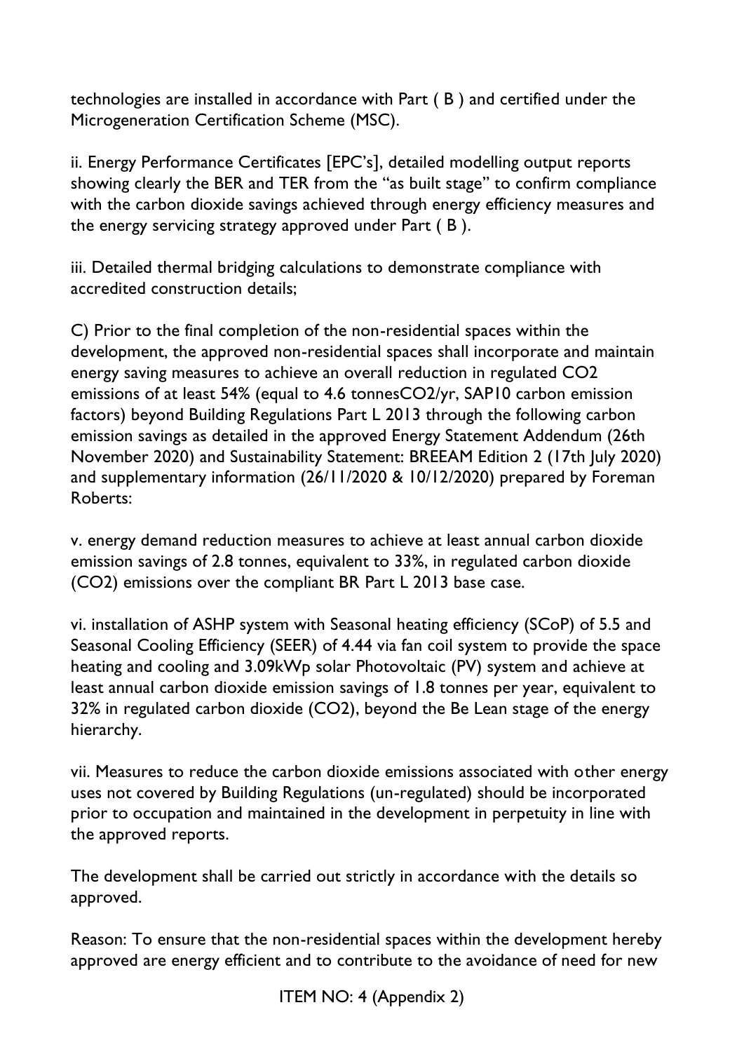technologies are installed in accordance with Part ( B ) and certified under the Microgeneration Certification Scheme (MSC).

ii. Energy Performance Certificates [EPC's], detailed modelling output reports showing clearly the BER and TER from the "as built stage" to confirm compliance with the carbon dioxide savings achieved through energy efficiency measures and the energy servicing strategy approved under Part ( B ).

iii. Detailed thermal bridging calculations to demonstrate compliance with accredited construction details;

C) Prior to the final completion of the non-residential spaces within the development, the approved non-residential spaces shall incorporate and maintain energy saving measures to achieve an overall reduction in regulated $CO_2$ emissions of at least 54% (equal to 4.6 tonnes$CO_2$/yr, SAP10 carbon emission factors) beyond Building Regulations Part L 2013 through the following carbon emission savings as detailed in the approved Energy Statement Addendum (26th November 2020) and Sustainability Statement: BREEAM Edition 2 (17th July 2020) and supplementary information (26/11/2020 & 10/12/2020) prepared by Foreman Roberts:

v. energy demand reduction measures to achieve at least annual carbon dioxide emission savings of 2.8 tonnes, equivalent to 33%, in regulated carbon dioxide ($CO_2$) emissions over the compliant BR Part L 2013 base case.

vi. installation of ASHP system with Seasonal heating efficiency (SCoP) of 5.5 and Seasonal Cooling Efficiency (SEER) of 4.44 via fan coil system to provide the space heating and cooling and 3.09kWp solar Photovoltaic (PV) system and achieve at least annual carbon dioxide emission savings of 1.8 tonnes per year, equivalent to 32% in regulated carbon dioxide ($CO_2$), beyond the Be Lean stage of the energy hierarchy.

vii. Measures to reduce the carbon dioxide emissions associated with other energy uses not covered by Building Regulations (un-regulated) should be incorporated prior to occupation and maintained in the development in perpetuity in line with the approved reports.

The development shall be carried out strictly in accordance with the details so approved.

Reason: To ensure that the non-residential spaces within the development hereby approved are energy efficient and to contribute to the avoidance of need for new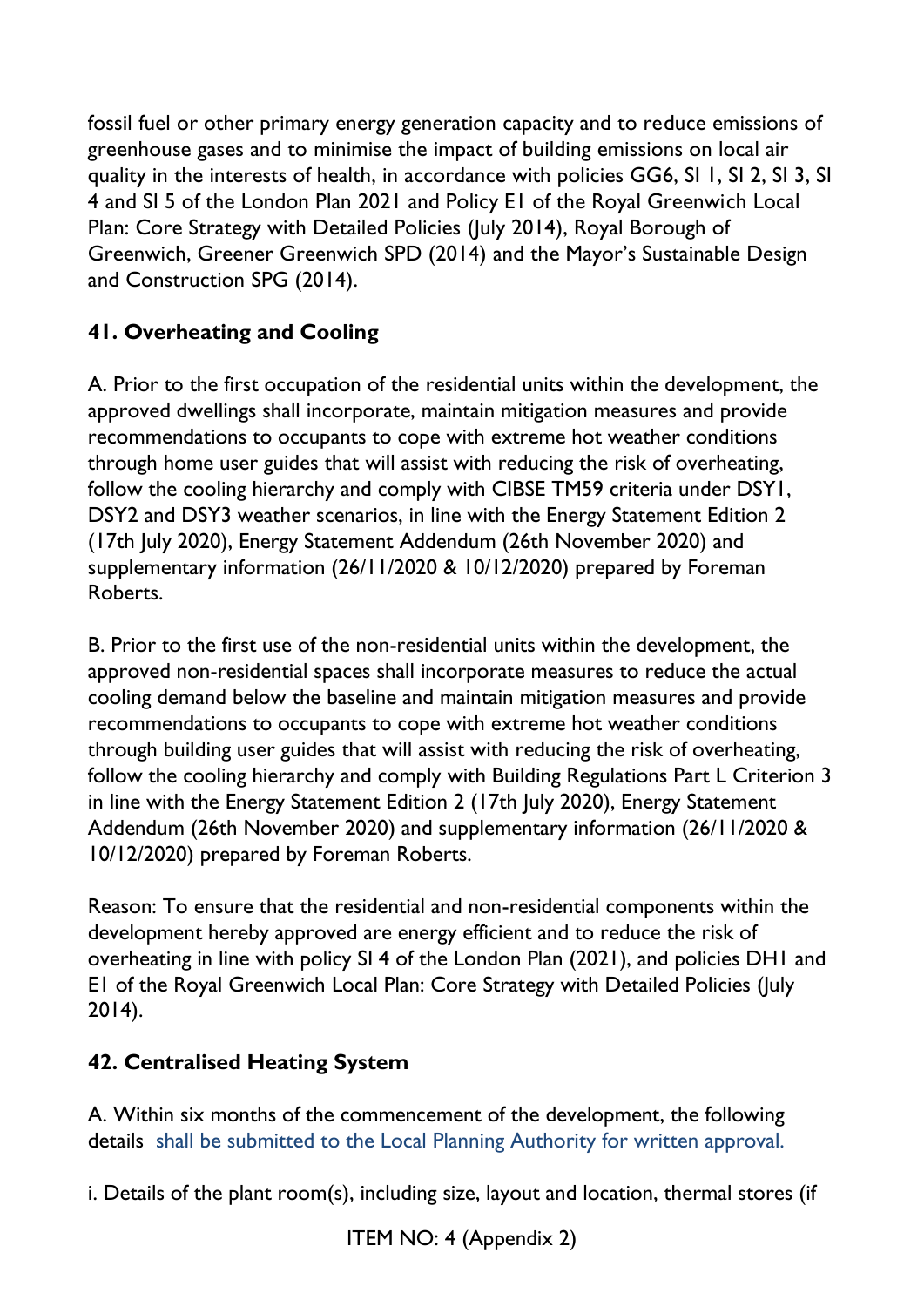fossil fuel or other primary energy generation capacity and to reduce emissions of greenhouse gases and to minimise the impact of building emissions on local air quality in the interests of health, in accordance with policies GG6, SI 1, SI 2, SI 3, SI 4 and SI 5 of the London Plan 2021 and Policy E1 of the Royal Greenwich Local Plan: Core Strategy with Detailed Policies (July 2014), Royal Borough of Greenwich, Greener Greenwich SPD (2014) and the Mayor's Sustainable Design and Construction SPG (2014).

**41. Overheating and Cooling**

A. Prior to the first occupation of the residential units within the development, the approved dwellings shall incorporate, maintain mitigation measures and provide recommendations to occupants to cope with extreme hot weather conditions through home user guides that will assist with reducing the risk of overheating, follow the cooling hierarchy and comply with CIBSE TM59 criteria under DSY1, DSY2 and DSY3 weather scenarios, in line with the Energy Statement Edition 2 (17th July 2020), Energy Statement Addendum (26th November 2020) and supplementary information (26/11/2020 & 10/12/2020) prepared by Foreman Roberts.

B. Prior to the first use of the non-residential units within the development, the approved non-residential spaces shall incorporate measures to reduce the actual cooling demand below the baseline and maintain mitigation measures and provide recommendations to occupants to cope with extreme hot weather conditions through building user guides that will assist with reducing the risk of overheating, follow the cooling hierarchy and comply with Building Regulations Part L Criterion 3 in line with the Energy Statement Edition 2 (17th July 2020), Energy Statement Addendum (26th November 2020) and supplementary information (26/11/2020 & 10/12/2020) prepared by Foreman Roberts.

Reason: To ensure that the residential and non-residential components within the development hereby approved are energy efficient and to reduce the risk of overheating in line with policy SI 4 of the London Plan (2021), and policies DH1 and E1 of the Royal Greenwich Local Plan: Core Strategy with Detailed Policies (July 2014).

**42. Centralised Heating System**

A. Within six months of the commencement of the development, the following details shall be submitted to the Local Planning Authority for written approval.

i. Details of the plant room(s), including size, layout and location, thermal stores (if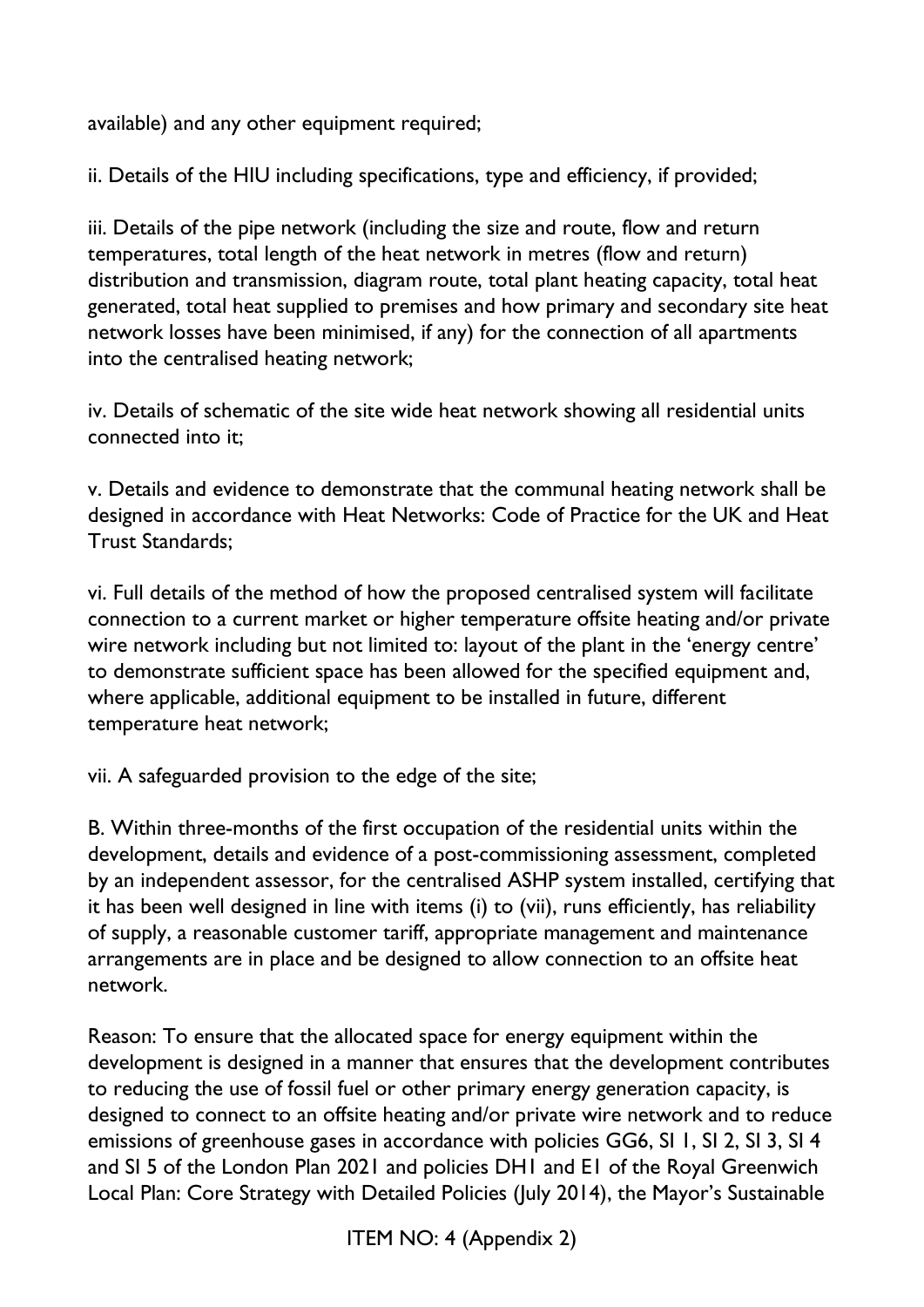available) and any other equipment required;

ii. Details of the HIU including specifications, type and efficiency, if provided;

iii. Details of the pipe network (including the size and route, flow and return temperatures, total length of the heat network in metres (flow and return) distribution and transmission, diagram route, total plant heating capacity, total heat generated, total heat supplied to premises and how primary and secondary site heat network losses have been minimised, if any) for the connection of all apartments into the centralised heating network;

iv. Details of schematic of the site wide heat network showing all residential units connected into it;

v. Details and evidence to demonstrate that the communal heating network shall be designed in accordance with Heat Networks: Code of Practice for the UK and Heat Trust Standards;

vi. Full details of the method of how the proposed centralised system will facilitate connection to a current market or higher temperature offsite heating and/or private wire network including but not limited to: layout of the plant in the 'energy centre' to demonstrate sufficient space has been allowed for the specified equipment and, where applicable, additional equipment to be installed in future, different temperature heat network;

vii. A safeguarded provision to the edge of the site;

B. Within three-months of the first occupation of the residential units within the development, details and evidence of a post-commissioning assessment, completed by an independent assessor, for the centralised ASHP system installed, certifying that it has been well designed in line with items (i) to (vii), runs efficiently, has reliability of supply, a reasonable customer tariff, appropriate management and maintenance arrangements are in place and be designed to allow connection to an offsite heat network.

Reason: To ensure that the allocated space for energy equipment within the development is designed in a manner that ensures that the development contributes to reducing the use of fossil fuel or other primary energy generation capacity, is designed to connect to an offsite heating and/or private wire network and to reduce emissions of greenhouse gases in accordance with policies GG6, SI 1, SI 2, SI 3, SI 4 and SI 5 of the London Plan 2021 and policies DH1 and E1 of the Royal Greenwich Local Plan: Core Strategy with Detailed Policies (July 2014), the Mayor's Sustainable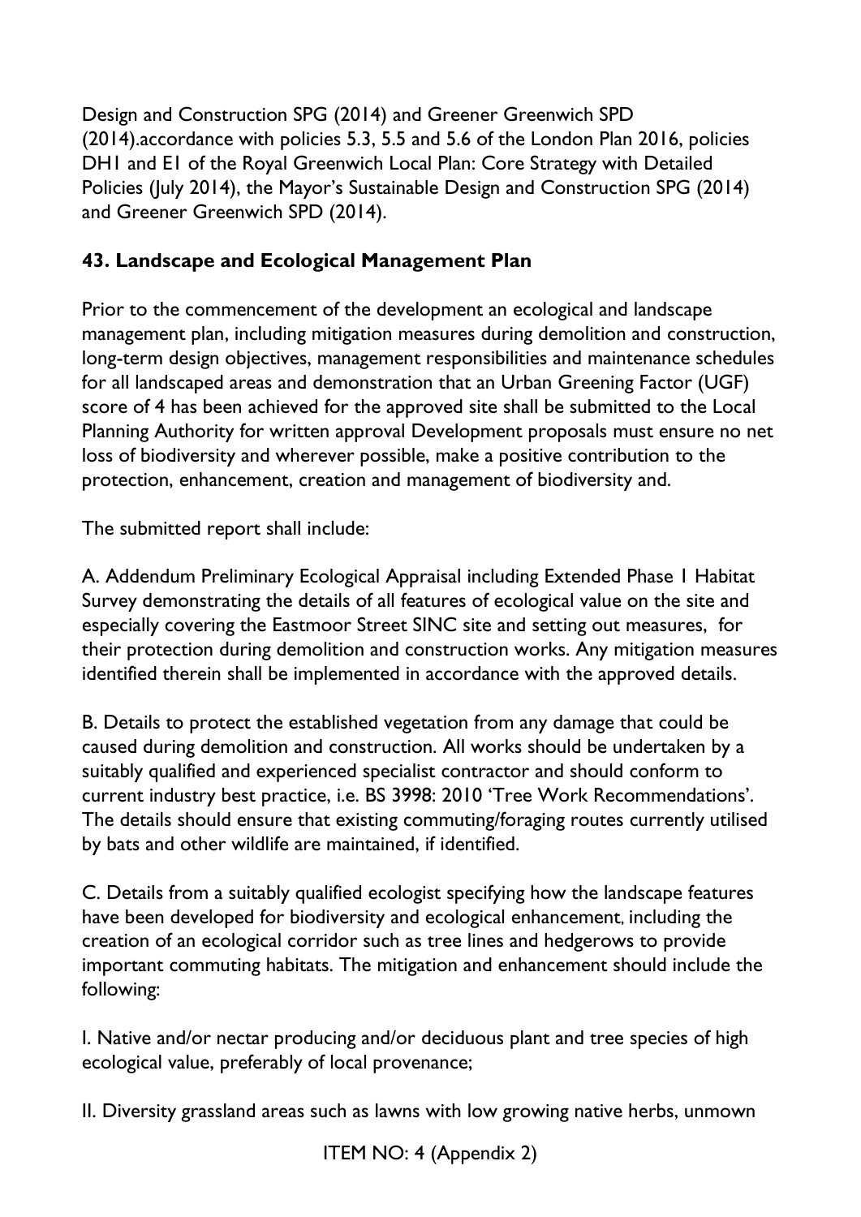Design and Construction SPG (2014) and Greener Greenwich SPD (2014).accordance with policies 5.3, 5.5 and 5.6 of the London Plan 2016, policies DH1 and E1 of the Royal Greenwich Local Plan: Core Strategy with Detailed Policies (July 2014), the Mayor's Sustainable Design and Construction SPG (2014) and Greener Greenwich SPD (2014).

**43. Landscape and Ecological Management Plan**

Prior to the commencement of the development an ecological and landscape management plan, including mitigation measures during demolition and construction, long-term design objectives, management responsibilities and maintenance schedules for all landscaped areas and demonstration that an Urban Greening Factor (UGF) score of 4 has been achieved for the approved site shall be submitted to the Local Planning Authority for written approval Development proposals must ensure no net loss of biodiversity and wherever possible, make a positive contribution to the protection, enhancement, creation and management of biodiversity and.

The submitted report shall include:

A. Addendum Preliminary Ecological Appraisal including Extended Phase 1 Habitat Survey demonstrating the details of all features of ecological value on the site and especially covering the Eastmoor Street SINC site and setting out measures, for their protection during demolition and construction works. Any mitigation measures identified therein shall be implemented in accordance with the approved details.

B. Details to protect the established vegetation from any damage that could be caused during demolition and construction. All works should be undertaken by a suitably qualified and experienced specialist contractor and should conform to current industry best practice, i.e. BS 3998: 2010 'Tree Work Recommendations'. The details should ensure that existing commuting/foraging routes currently utilised by bats and other wildlife are maintained, if identified.

C. Details from a suitably qualified ecologist specifying how the landscape features have been developed for biodiversity and ecological enhancement, including the creation of an ecological corridor such as tree lines and hedgerows to provide important commuting habitats. The mitigation and enhancement should include the following:

I. Native and/or nectar producing and/or deciduous plant and tree species of high ecological value, preferably of local provenance;

II. Diversity grassland areas such as lawns with low growing native herbs, unmown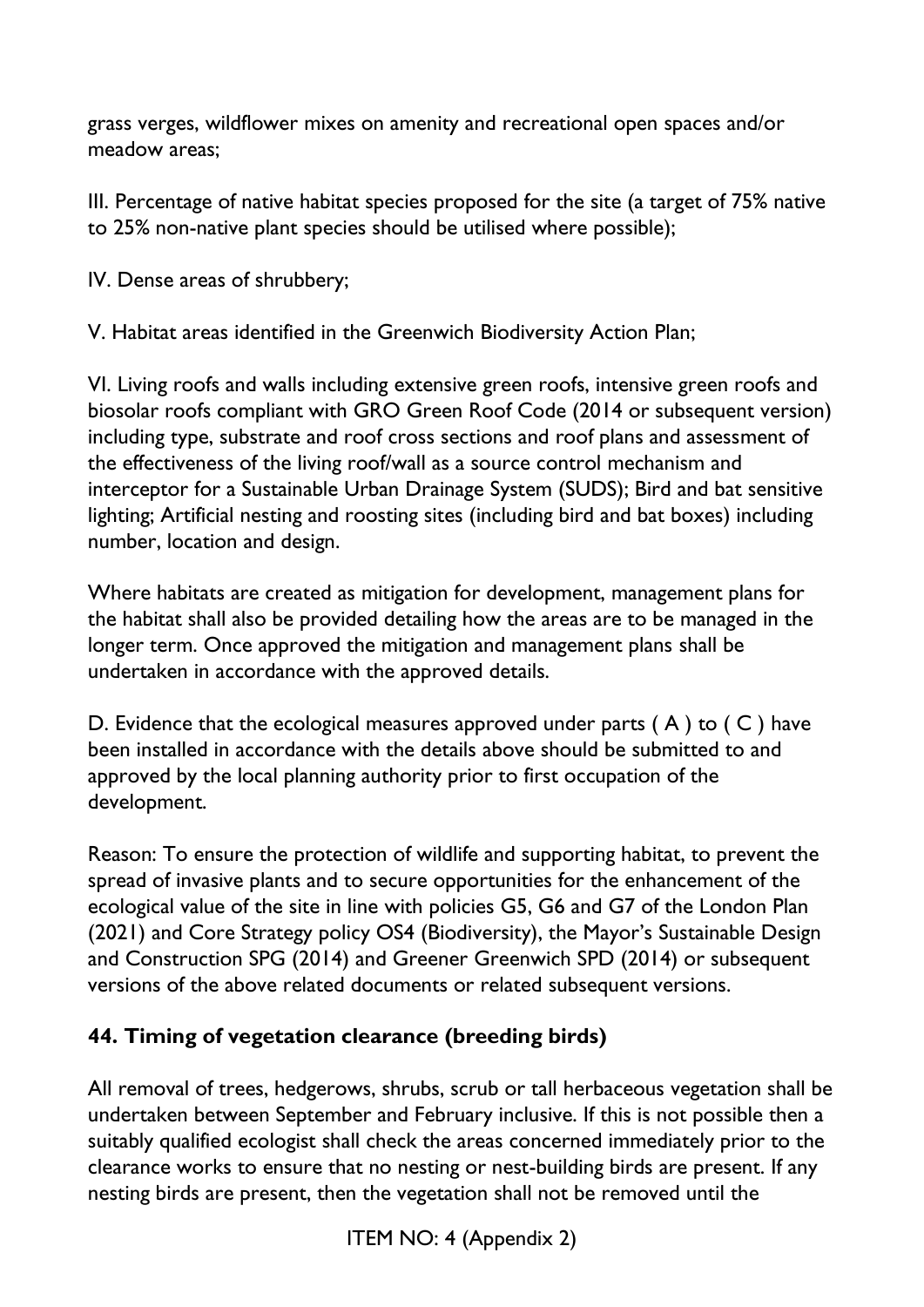grass verges, wildflower mixes on amenity and recreational open spaces and/or meadow areas;

III. Percentage of native habitat species proposed for the site (a target of 75% native to 25% non-native plant species should be utilised where possible);

IV. Dense areas of shrubbery;

V. Habitat areas identified in the Greenwich Biodiversity Action Plan;

VI. Living roofs and walls including extensive green roofs, intensive green roofs and biosolar roofs compliant with GRO Green Roof Code (2014 or subsequent version) including type, substrate and roof cross sections and roof plans and assessment of the effectiveness of the living roof/wall as a source control mechanism and interceptor for a Sustainable Urban Drainage System (SUDS); Bird and bat sensitive lighting; Artificial nesting and roosting sites (including bird and bat boxes) including number, location and design.

Where habitats are created as mitigation for development, management plans for the habitat shall also be provided detailing how the areas are to be managed in the longer term. Once approved the mitigation and management plans shall be undertaken in accordance with the approved details.

D. Evidence that the ecological measures approved under parts ( A ) to ( C ) have been installed in accordance with the details above should be submitted to and approved by the local planning authority prior to first occupation of the development.

Reason: To ensure the protection of wildlife and supporting habitat, to prevent the spread of invasive plants and to secure opportunities for the enhancement of the ecological value of the site in line with policies G5, G6 and G7 of the London Plan (2021) and Core Strategy policy OS4 (Biodiversity), the Mayor's Sustainable Design and Construction SPG (2014) and Greener Greenwich SPD (2014) or subsequent versions of the above related documents or related subsequent versions.

## 44. Timing of vegetation clearance (breeding birds)

All removal of trees, hedgerows, shrubs, scrub or tall herbaceous vegetation shall be undertaken between September and February inclusive. If this is not possible then a suitably qualified ecologist shall check the areas concerned immediately prior to the clearance works to ensure that no nesting or nest-building birds are present. If any nesting birds are present, then the vegetation shall not be removed until the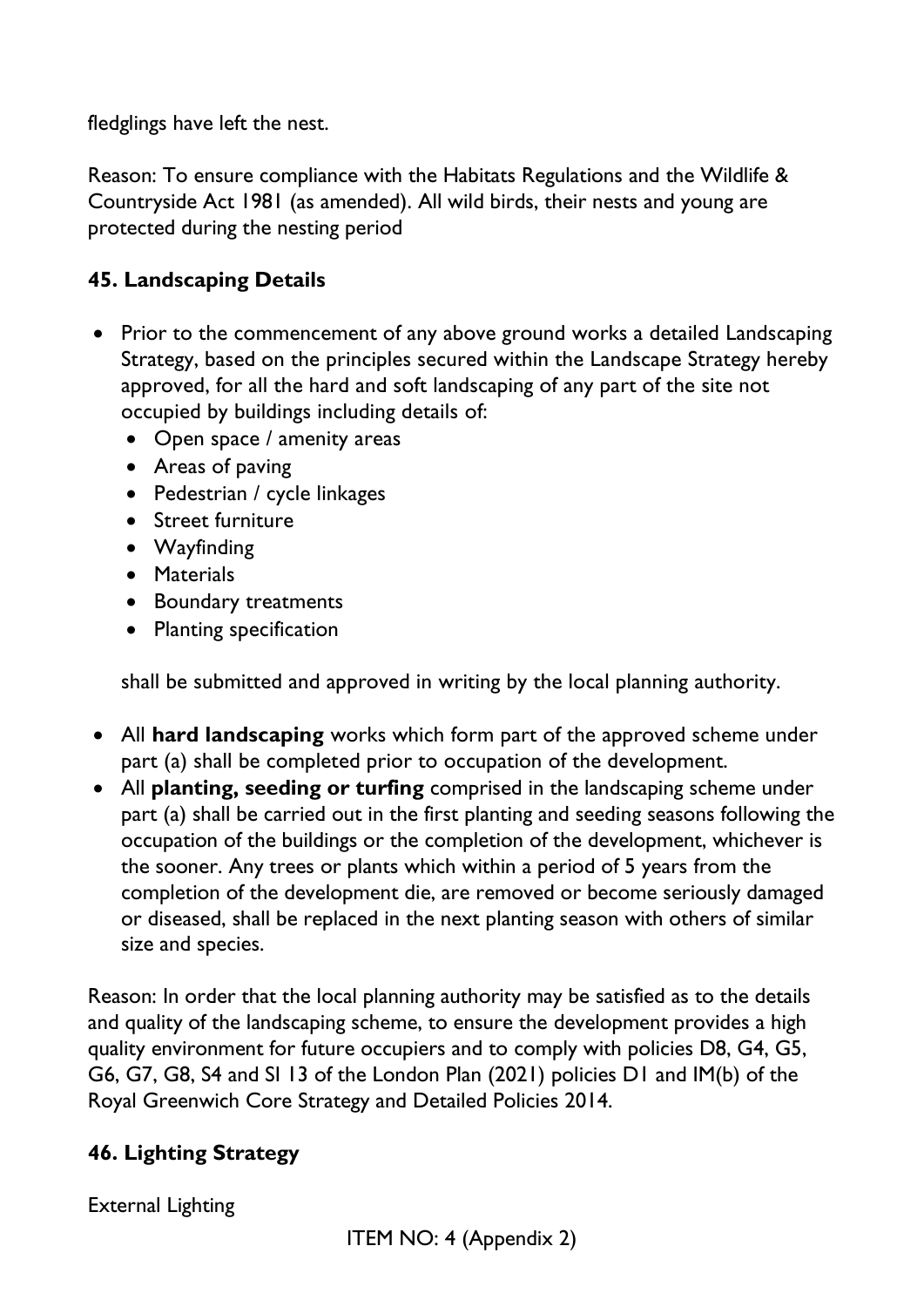fledglings have left the nest.

Reason: To ensure compliance with the Habitats Regulations and the Wildlife & Countryside Act 1981 (as amended). All wild birds, their nests and young are protected during the nesting period

### 45. Landscaping Details

- Prior to the commencement of any above ground works a detailed Landscaping Strategy, based on the principles secured within the Landscape Strategy hereby approved, for all the hard and soft landscaping of any part of the site not occupied by buildings including details of:
  - Open space / amenity areas
  - Areas of paving
  - Pedestrian / cycle linkages
  - Street furniture
  - Wayfinding
  - Materials
  - Boundary treatments
  - Planting specification

  shall be submitted and approved in writing by the local planning authority.

- All **hard landscaping** works which form part of the approved scheme under part (a) shall be completed prior to occupation of the development.
- All **planting, seeding or turfing** comprised in the landscaping scheme under part (a) shall be carried out in the first planting and seeding seasons following the occupation of the buildings or the completion of the development, whichever is the sooner. Any trees or plants which within a period of 5 years from the completion of the development die, are removed or become seriously damaged or diseased, shall be replaced in the next planting season with others of similar size and species.

Reason: In order that the local planning authority may be satisfied as to the details and quality of the landscaping scheme, to ensure the development provides a high quality environment for future occupiers and to comply with policies D8, G4, G5, G6, G7, G8, S4 and SI 13 of the London Plan (2021) policies D1 and IM(b) of the Royal Greenwich Core Strategy and Detailed Policies 2014.

### 46. Lighting Strategy

External Lighting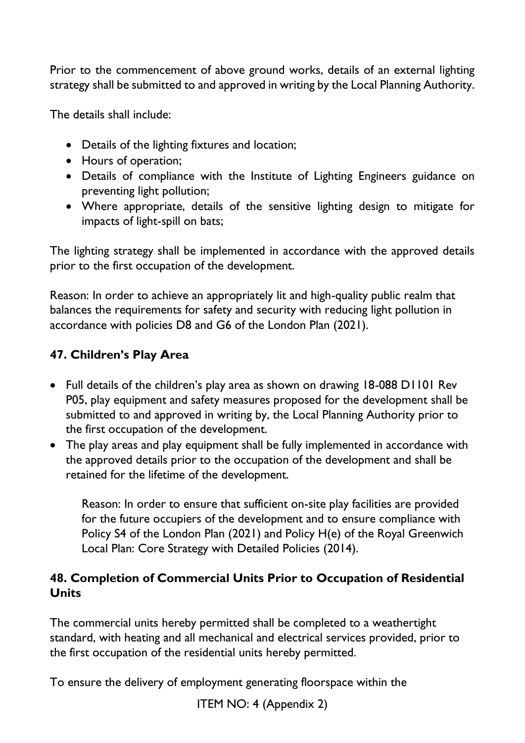Prior to the commencement of above ground works, details of an external lighting strategy shall be submitted to and approved in writing by the Local Planning Authority.

The details shall include:

- Details of the lighting fixtures and location;
- Hours of operation;
- Details of compliance with the Institute of Lighting Engineers guidance on preventing light pollution;
- Where appropriate, details of the sensitive lighting design to mitigate for impacts of light-spill on bats;

The lighting strategy shall be implemented in accordance with the approved details prior to the first occupation of the development.

Reason: In order to achieve an appropriately lit and high-quality public realm that balances the requirements for safety and security with reducing light pollution in accordance with policies D8 and G6 of the London Plan (2021).

### 47. Children's Play Area

- Full details of the children's play area as shown on drawing 18-088 D1101 Rev P05, play equipment and safety measures proposed for the development shall be submitted to and approved in writing by, the Local Planning Authority prior to the first occupation of the development.
- The play areas and play equipment shall be fully implemented in accordance with the approved details prior to the occupation of the development and shall be retained for the lifetime of the development.

  Reason: In order to ensure that sufficient on-site play facilities are provided for the future occupiers of the development and to ensure compliance with Policy S4 of the London Plan (2021) and Policy H(e) of the Royal Greenwich Local Plan: Core Strategy with Detailed Policies (2014).

### 48. Completion of Commercial Units Prior to Occupation of Residential Units

The commercial units hereby permitted shall be completed to a weathertight standard, with heating and all mechanical and electrical services provided, prior to the first occupation of the residential units hereby permitted.

To ensure the delivery of employment generating floorspace within the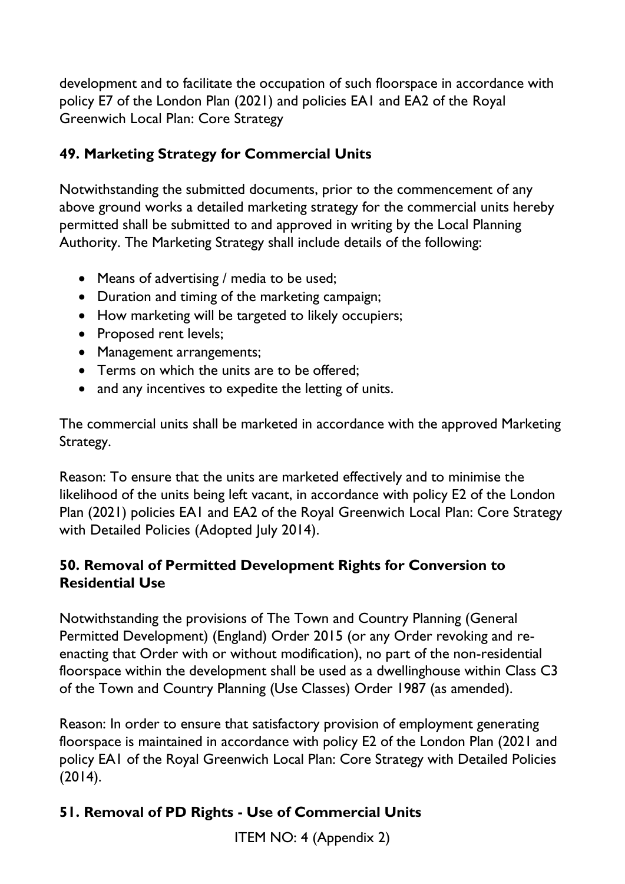development and to facilitate the occupation of such floorspace in accordance with policy E7 of the London Plan (2021) and policies EA1 and EA2 of the Royal Greenwich Local Plan: Core Strategy

**49. Marketing Strategy for Commercial Units**

Notwithstanding the submitted documents, prior to the commencement of any above ground works a detailed marketing strategy for the commercial units hereby permitted shall be submitted to and approved in writing by the Local Planning Authority. The Marketing Strategy shall include details of the following:

- Means of advertising / media to be used;
- Duration and timing of the marketing campaign;
- How marketing will be targeted to likely occupiers;
- Proposed rent levels;
- Management arrangements;
- Terms on which the units are to be offered;
- and any incentives to expedite the letting of units.

The commercial units shall be marketed in accordance with the approved Marketing Strategy.

Reason: To ensure that the units are marketed effectively and to minimise the likelihood of the units being left vacant, in accordance with policy E2 of the London Plan (2021) policies EA1 and EA2 of the Royal Greenwich Local Plan: Core Strategy with Detailed Policies (Adopted July 2014).

**50. Removal of Permitted Development Rights for Conversion to Residential Use**

Notwithstanding the provisions of The Town and Country Planning (General Permitted Development) (England) Order 2015 (or any Order revoking and re-enacting that Order with or without modification), no part of the non-residential floorspace within the development shall be used as a dwellinghouse within Class C3 of the Town and Country Planning (Use Classes) Order 1987 (as amended).

Reason: In order to ensure that satisfactory provision of employment generating floorspace is maintained in accordance with policy E2 of the London Plan (2021 and policy EA1 of the Royal Greenwich Local Plan: Core Strategy with Detailed Policies (2014).

**51. Removal of PD Rights - Use of Commercial Units**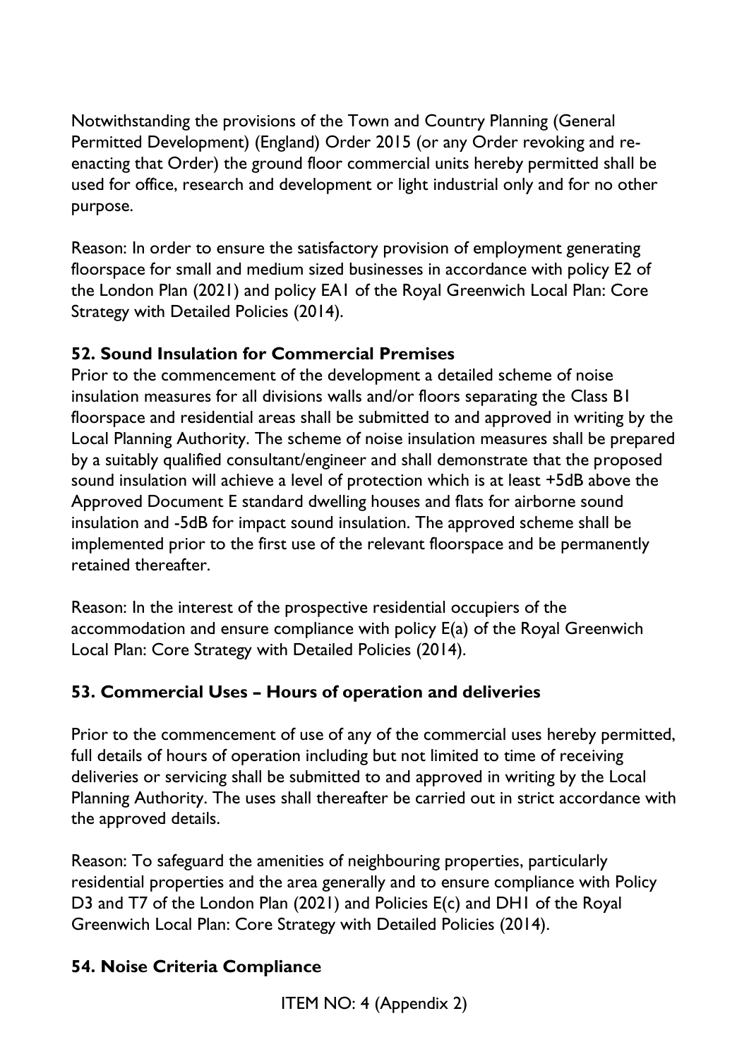Notwithstanding the provisions of the Town and Country Planning (General Permitted Development) (England) Order 2015 (or any Order revoking and re-enacting that Order) the ground floor commercial units hereby permitted shall be used for office, research and development or light industrial only and for no other purpose.

Reason: In order to ensure the satisfactory provision of employment generating floorspace for small and medium sized businesses in accordance with policy E2 of the London Plan (2021) and policy EA1 of the Royal Greenwich Local Plan: Core Strategy with Detailed Policies (2014).

**52. Sound Insulation for Commercial Premises**

Prior to the commencement of the development a detailed scheme of noise insulation measures for all divisions walls and/or floors separating the Class B1 floorspace and residential areas shall be submitted to and approved in writing by the Local Planning Authority. The scheme of noise insulation measures shall be prepared by a suitably qualified consultant/engineer and shall demonstrate that the proposed sound insulation will achieve a level of protection which is at least +5dB above the Approved Document E standard dwelling houses and flats for airborne sound insulation and -5dB for impact sound insulation. The approved scheme shall be implemented prior to the first use of the relevant floorspace and be permanently retained thereafter.

Reason: In the interest of the prospective residential occupiers of the accommodation and ensure compliance with policy E(a) of the Royal Greenwich Local Plan: Core Strategy with Detailed Policies (2014).

**53. Commercial Uses – Hours of operation and deliveries**

Prior to the commencement of use of any of the commercial uses hereby permitted, full details of hours of operation including but not limited to time of receiving deliveries or servicing shall be submitted to and approved in writing by the Local Planning Authority. The uses shall thereafter be carried out in strict accordance with the approved details.

Reason: To safeguard the amenities of neighbouring properties, particularly residential properties and the area generally and to ensure compliance with Policy D3 and T7 of the London Plan (2021) and Policies E(c) and DH1 of the Royal Greenwich Local Plan: Core Strategy with Detailed Policies (2014).

**54. Noise Criteria Compliance**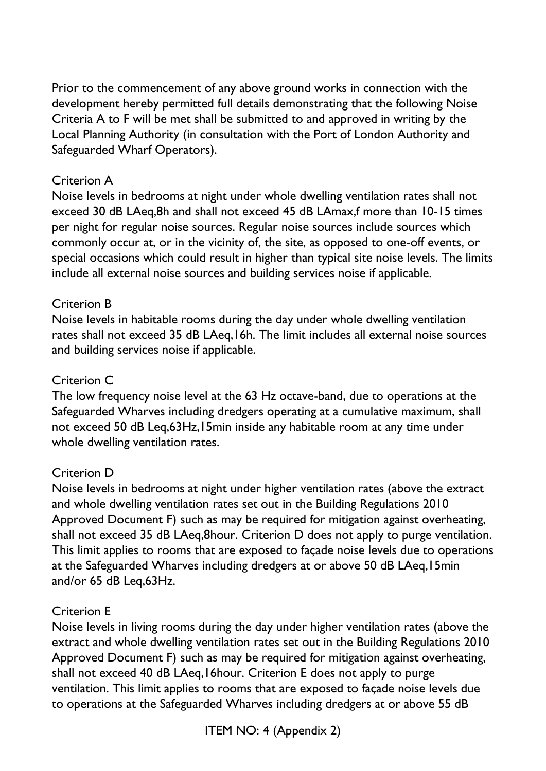Prior to the commencement of any above ground works in connection with the development hereby permitted full details demonstrating that the following Noise Criteria A to F will be met shall be submitted to and approved in writing by the Local Planning Authority (in consultation with the Port of London Authority and Safeguarded Wharf Operators).

Criterion A

Noise levels in bedrooms at night under whole dwelling ventilation rates shall not exceed 30 dB LAeq,8h and shall not exceed 45 dB LAmax,f more than 10-15 times per night for regular noise sources. Regular noise sources include sources which commonly occur at, or in the vicinity of, the site, as opposed to one-off events, or special occasions which could result in higher than typical site noise levels. The limits include all external noise sources and building services noise if applicable.

Criterion B

Noise levels in habitable rooms during the day under whole dwelling ventilation rates shall not exceed 35 dB LAeq,16h. The limit includes all external noise sources and building services noise if applicable.

Criterion C

The low frequency noise level at the 63 Hz octave-band, due to operations at the Safeguarded Wharves including dredgers operating at a cumulative maximum, shall not exceed 50 dB Leq,63Hz,15min inside any habitable room at any time under whole dwelling ventilation rates.

Criterion D

Noise levels in bedrooms at night under higher ventilation rates (above the extract and whole dwelling ventilation rates set out in the Building Regulations 2010 Approved Document F) such as may be required for mitigation against overheating, shall not exceed 35 dB LAeq,8hour. Criterion D does not apply to purge ventilation. This limit applies to rooms that are exposed to façade noise levels due to operations at the Safeguarded Wharves including dredgers at or above 50 dB LAeq,15min and/or 65 dB Leq,63Hz.

Criterion E

Noise levels in living rooms during the day under higher ventilation rates (above the extract and whole dwelling ventilation rates set out in the Building Regulations 2010 Approved Document F) such as may be required for mitigation against overheating, shall not exceed 40 dB LAeq,16hour. Criterion E does not apply to purge ventilation. This limit applies to rooms that are exposed to façade noise levels due to operations at the Safeguarded Wharves including dredgers at or above 55 dB

ITEM NO: 4 (Appendix 2)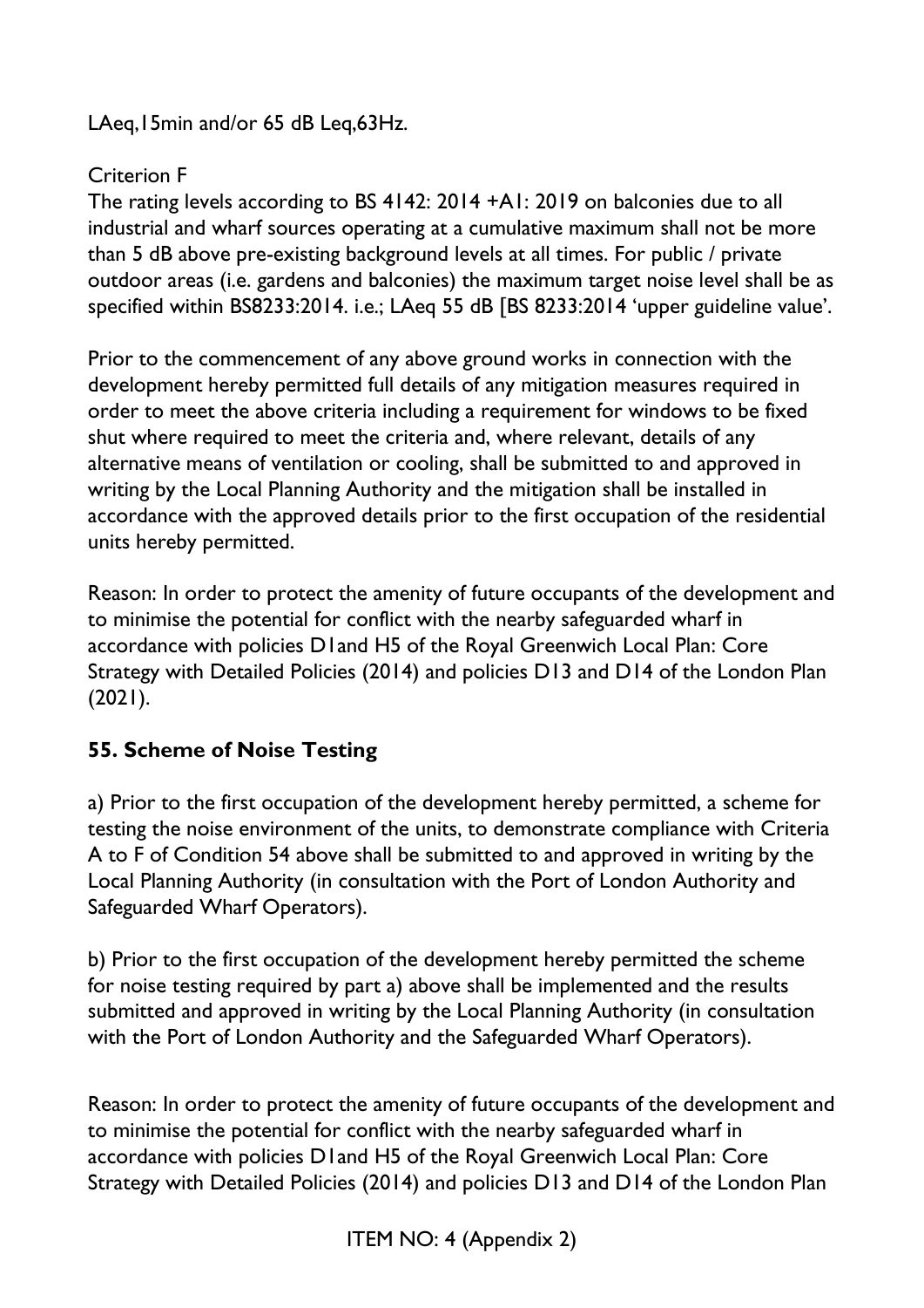LAeq,15min and/or 65 dB Leq,63Hz.

Criterion F

The rating levels according to BS 4142: 2014 +A1: 2019 on balconies due to all industrial and wharf sources operating at a cumulative maximum shall not be more than 5 dB above pre-existing background levels at all times. For public / private outdoor areas (i.e. gardens and balconies) the maximum target noise level shall be as specified within BS8233:2014. i.e.; LAeq 55 dB [BS 8233:2014 'upper guideline value'.

Prior to the commencement of any above ground works in connection with the development hereby permitted full details of any mitigation measures required in order to meet the above criteria including a requirement for windows to be fixed shut where required to meet the criteria and, where relevant, details of any alternative means of ventilation or cooling, shall be submitted to and approved in writing by the Local Planning Authority and the mitigation shall be installed in accordance with the approved details prior to the first occupation of the residential units hereby permitted.

Reason: In order to protect the amenity of future occupants of the development and to minimise the potential for conflict with the nearby safeguarded wharf in accordance with policies D1and H5 of the Royal Greenwich Local Plan: Core Strategy with Detailed Policies (2014) and policies D13 and D14 of the London Plan (2021).

**55. Scheme of Noise Testing**

a) Prior to the first occupation of the development hereby permitted, a scheme for testing the noise environment of the units, to demonstrate compliance with Criteria A to F of Condition 54 above shall be submitted to and approved in writing by the Local Planning Authority (in consultation with the Port of London Authority and Safeguarded Wharf Operators).

b) Prior to the first occupation of the development hereby permitted the scheme for noise testing required by part a) above shall be implemented and the results submitted and approved in writing by the Local Planning Authority (in consultation with the Port of London Authority and the Safeguarded Wharf Operators).

Reason: In order to protect the amenity of future occupants of the development and to minimise the potential for conflict with the nearby safeguarded wharf in accordance with policies D1and H5 of the Royal Greenwich Local Plan: Core Strategy with Detailed Policies (2014) and policies D13 and D14 of the London Plan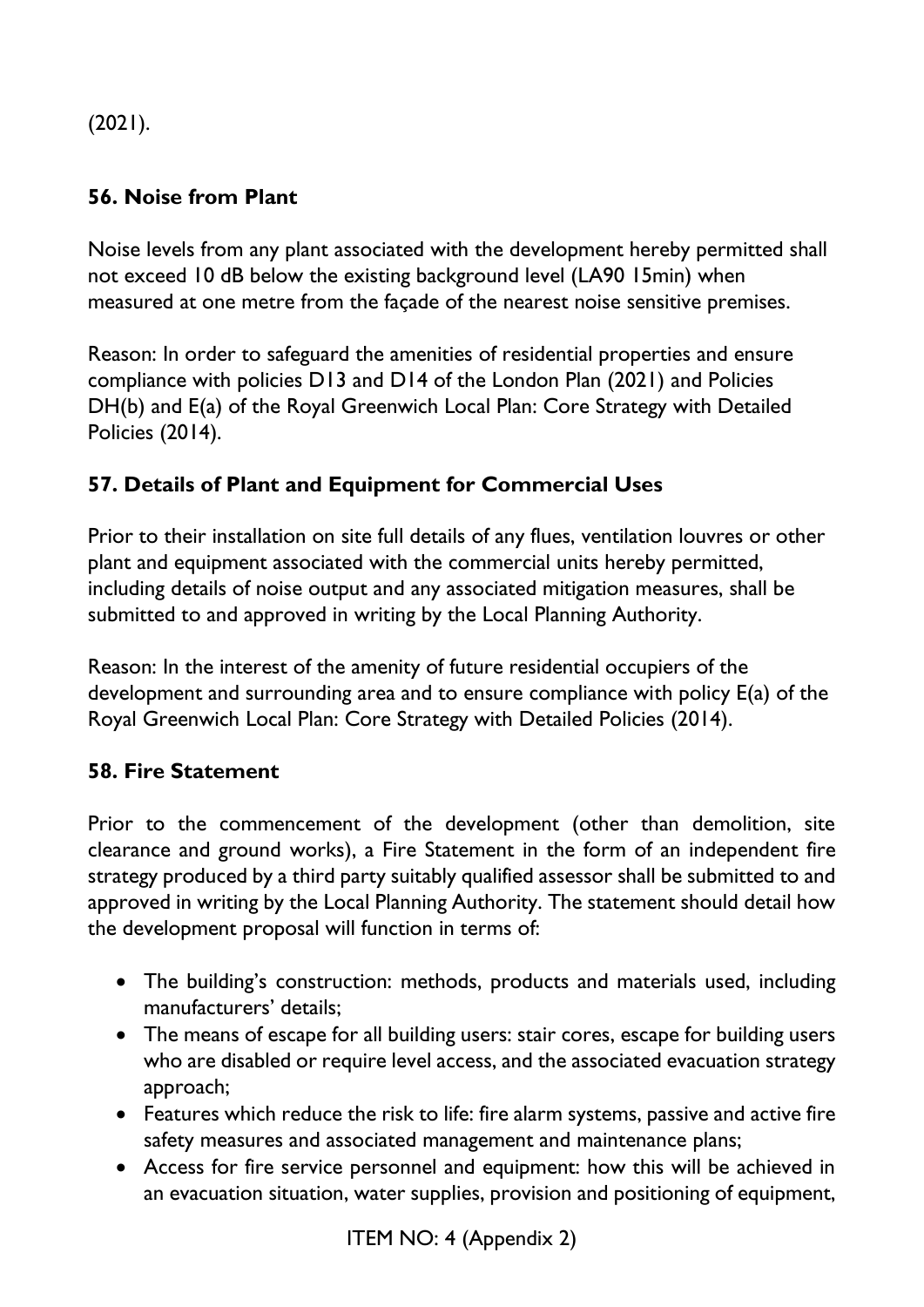(2021).

### 56. Noise from Plant

Noise levels from any plant associated with the development hereby permitted shall not exceed 10 dB below the existing background level (LA90 15min) when measured at one metre from the façade of the nearest noise sensitive premises.

Reason: In order to safeguard the amenities of residential properties and ensure compliance with policies D13 and D14 of the London Plan (2021) and Policies DH(b) and E(a) of the Royal Greenwich Local Plan: Core Strategy with Detailed Policies (2014).

### 57. Details of Plant and Equipment for Commercial Uses

Prior to their installation on site full details of any flues, ventilation louvres or other plant and equipment associated with the commercial units hereby permitted, including details of noise output and any associated mitigation measures, shall be submitted to and approved in writing by the Local Planning Authority.

Reason: In the interest of the amenity of future residential occupiers of the development and surrounding area and to ensure compliance with policy E(a) of the Royal Greenwich Local Plan: Core Strategy with Detailed Policies (2014).

### 58. Fire Statement

Prior to the commencement of the development (other than demolition, site clearance and ground works), a Fire Statement in the form of an independent fire strategy produced by a third party suitably qualified assessor shall be submitted to and approved in writing by the Local Planning Authority. The statement should detail how the development proposal will function in terms of:

- The building's construction: methods, products and materials used, including manufacturers' details;
- The means of escape for all building users: stair cores, escape for building users who are disabled or require level access, and the associated evacuation strategy approach;
- Features which reduce the risk to life: fire alarm systems, passive and active fire safety measures and associated management and maintenance plans;
- Access for fire service personnel and equipment: how this will be achieved in an evacuation situation, water supplies, provision and positioning of equipment,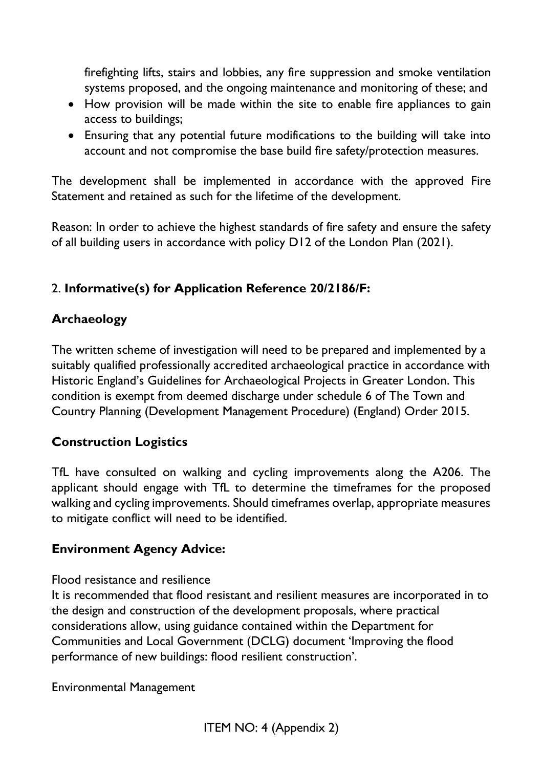firefighting lifts, stairs and lobbies, any fire suppression and smoke ventilation systems proposed, and the ongoing maintenance and monitoring of these; and

- How provision will be made within the site to enable fire appliances to gain access to buildings;
- Ensuring that any potential future modifications to the building will take into account and not compromise the base build fire safety/protection measures.

The development shall be implemented in accordance with the approved Fire Statement and retained as such for the lifetime of the development.

Reason: In order to achieve the highest standards of fire safety and ensure the safety of all building users in accordance with policy D12 of the London Plan (2021).

2. **Informative(s) for Application Reference 20/2186/F:**

**Archaeology**

The written scheme of investigation will need to be prepared and implemented by a suitably qualified professionally accredited archaeological practice in accordance with Historic England's Guidelines for Archaeological Projects in Greater London. This condition is exempt from deemed discharge under schedule 6 of The Town and Country Planning (Development Management Procedure) (England) Order 2015.

**Construction Logistics**

TfL have consulted on walking and cycling improvements along the A206. The applicant should engage with TfL to determine the timeframes for the proposed walking and cycling improvements. Should timeframes overlap, appropriate measures to mitigate conflict will need to be identified.

**Environment Agency Advice:**

Flood resistance and resilience
It is recommended that flood resistant and resilient measures are incorporated in to the design and construction of the development proposals, where practical considerations allow, using guidance contained within the Department for Communities and Local Government (DCLG) document 'Improving the flood performance of new buildings: flood resilient construction'.

Environmental Management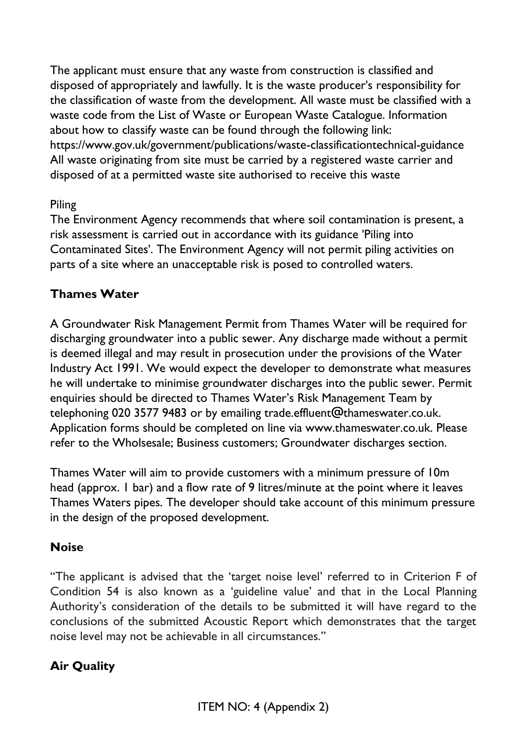The applicant must ensure that any waste from construction is classified and disposed of appropriately and lawfully. It is the waste producer's responsibility for the classification of waste from the development. All waste must be classified with a waste code from the List of Waste or European Waste Catalogue. Information about how to classify waste can be found through the following link: https://www.gov.uk/government/publications/waste-classificationtechnical-guidance All waste originating from site must be carried by a registered waste carrier and disposed of at a permitted waste site authorised to receive this waste

Piling
The Environment Agency recommends that where soil contamination is present, a risk assessment is carried out in accordance with its guidance 'Piling into Contaminated Sites'. The Environment Agency will not permit piling activities on parts of a site where an unacceptable risk is posed to controlled waters.

**Thames Water**

A Groundwater Risk Management Permit from Thames Water will be required for discharging groundwater into a public sewer. Any discharge made without a permit is deemed illegal and may result in prosecution under the provisions of the Water Industry Act 1991. We would expect the developer to demonstrate what measures he will undertake to minimise groundwater discharges into the public sewer. Permit enquiries should be directed to Thames Water's Risk Management Team by telephoning 020 3577 9483 or by emailing trade.effluent@thameswater.co.uk. Application forms should be completed on line via www.thameswater.co.uk. Please refer to the Wholsesale; Business customers; Groundwater discharges section.

Thames Water will aim to provide customers with a minimum pressure of 10m head (approx. 1 bar) and a flow rate of 9 litres/minute at the point where it leaves Thames Waters pipes. The developer should take account of this minimum pressure in the design of the proposed development.

**Noise**

"The applicant is advised that the 'target noise level' referred to in Criterion F of Condition 54 is also known as a 'guideline value' and that in the Local Planning Authority's consideration of the details to be submitted it will have regard to the conclusions of the submitted Acoustic Report which demonstrates that the target noise level may not be achievable in all circumstances."

**Air Quality**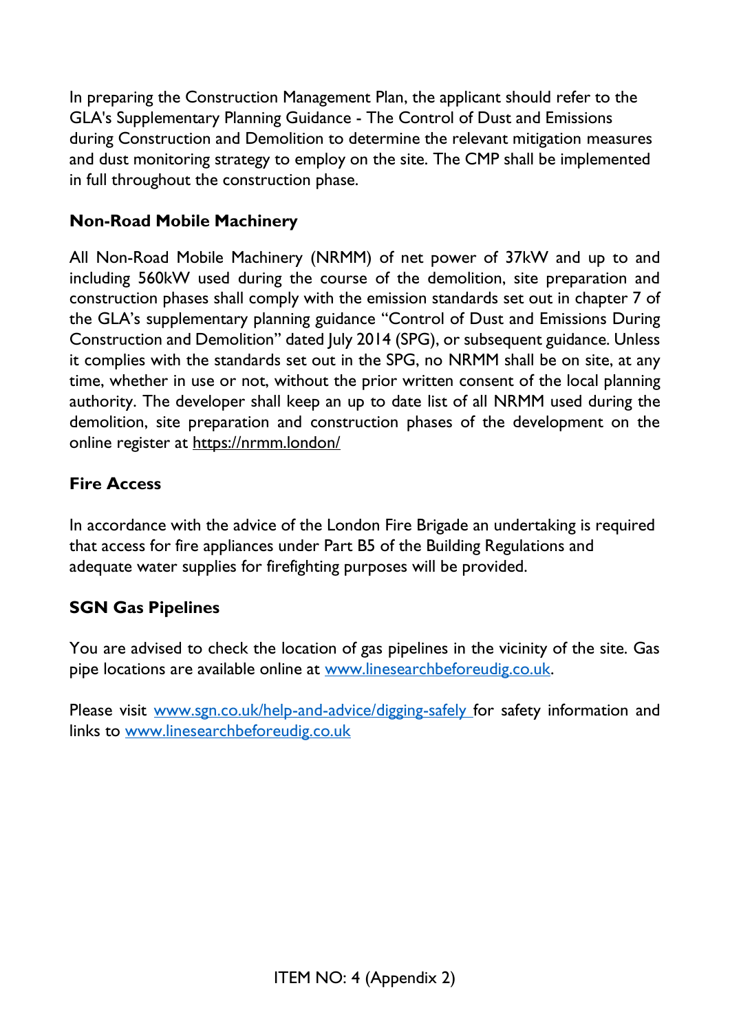In preparing the Construction Management Plan, the applicant should refer to the GLA's Supplementary Planning Guidance - The Control of Dust and Emissions during Construction and Demolition to determine the relevant mitigation measures and dust monitoring strategy to employ on the site. The CMP shall be implemented in full throughout the construction phase.

**Non-Road Mobile Machinery**

All Non-Road Mobile Machinery (NRMM) of net power of 37kW and up to and including 560kW used during the course of the demolition, site preparation and construction phases shall comply with the emission standards set out in chapter 7 of the GLA's supplementary planning guidance "Control of Dust and Emissions During Construction and Demolition" dated July 2014 (SPG), or subsequent guidance. Unless it complies with the standards set out in the SPG, no NRMM shall be on site, at any time, whether in use or not, without the prior written consent of the local planning authority. The developer shall keep an up to date list of all NRMM used during the demolition, site preparation and construction phases of the development on the online register at https://nrmm.london/

**Fire Access**

In accordance with the advice of the London Fire Brigade an undertaking is required that access for fire appliances under Part B5 of the Building Regulations and adequate water supplies for firefighting purposes will be provided.

**SGN Gas Pipelines**

You are advised to check the location of gas pipelines in the vicinity of the site. Gas pipe locations are available online at www.linesearchbeforeudig.co.uk.

Please visit www.sgn.co.uk/help-and-advice/digging-safely for safety information and links to www.linesearchbeforeudig.co.uk

ITEM NO: 4 (Appendix 2)